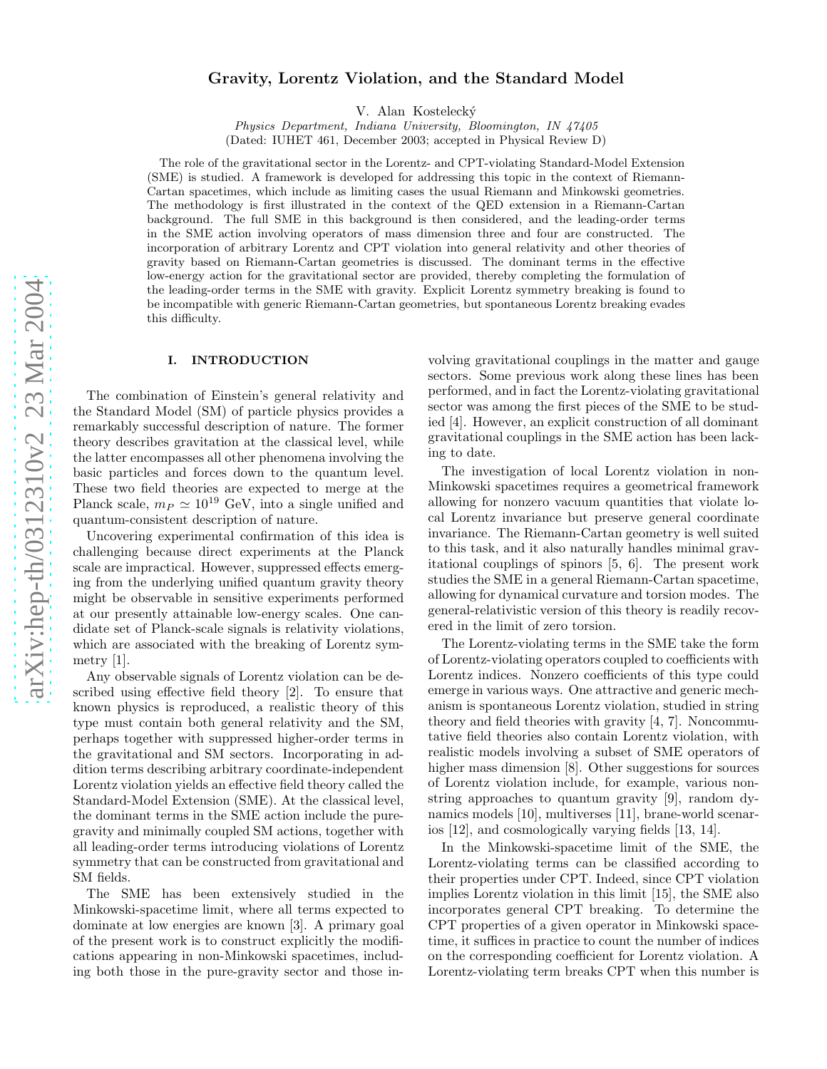# Gravity, Lorentz Violation, and the Standard Model

V. Alan Kostelecký

*Physics Department, Indiana University, Bloomington, IN 47405*
(Dated: IUHET 461, December 2003; accepted in Physical Review D)

The role of the gravitational sector in the Lorentz- and CPT-violating Standard-Model Extension (SME) is studied. A framework is developed for addressing this topic in the context of Riemann-Cartan spacetimes, which include as limiting cases the usual Riemann and Minkowski geometries. The methodology is first illustrated in the context of the QED extension in a Riemann-Cartan background. The full SME in this background is then considered, and the leading-order terms in the SME action involving operators of mass dimension three and four are constructed. The incorporation of arbitrary Lorentz and CPT violation into general relativity and other theories of gravity based on Riemann-Cartan geometries is discussed. The dominant terms in the effective low-energy action for the gravitational sector are provided, thereby completing the formulation of the leading-order terms in the SME with gravity. Explicit Lorentz symmetry breaking is found to be incompatible with generic Riemann-Cartan geometries, but spontaneous Lorentz breaking evades this difficulty.

## I. INTRODUCTION

The combination of Einstein's general relativity and the Standard Model (SM) of particle physics provides a remarkably successful description of nature. The former theory describes gravitation at the classical level, while the latter encompasses all other phenomena involving the basic particles and forces down to the quantum level. These two field theories are expected to merge at the Planck scale, $m_P \simeq 10^{19}$ GeV, into a single unified and quantum-consistent description of nature.

Uncovering experimental confirmation of this idea is challenging because direct experiments at the Planck scale are impractical. However, suppressed effects emerging from the underlying unified quantum gravity theory might be observable in sensitive experiments performed at our presently attainable low-energy scales. One candidate set of Planck-scale signals is relativity violations, which are associated with the breaking of Lorentz symmetry [1].

Any observable signals of Lorentz violation can be described using effective field theory [2]. To ensure that known physics is reproduced, a realistic theory of this type must contain both general relativity and the SM, perhaps together with suppressed higher-order terms in the gravitational and SM sectors. Incorporating in addition terms describing arbitrary coordinate-independent Lorentz violation yields an effective field theory called the Standard-Model Extension (SME). At the classical level, the dominant terms in the SME action include the pure-gravity and minimally coupled SM actions, together with all leading-order terms introducing violations of Lorentz symmetry that can be constructed from gravitational and SM fields.

The SME has been extensively studied in the Minkowski-spacetime limit, where all terms expected to dominate at low energies are known [3]. A primary goal of the present work is to construct explicitly the modifications appearing in non-Minkowski spacetimes, including both those in the pure-gravity sector and those involving gravitational couplings in the matter and gauge sectors. Some previous work along these lines has been performed, and in fact the Lorentz-violating gravitational sector was among the first pieces of the SME to be studied [4]. However, an explicit construction of all dominant gravitational couplings in the SME action has been lacking to date.

The investigation of local Lorentz violation in non-Minkowski spacetimes requires a geometrical framework allowing for nonzero vacuum quantities that violate local Lorentz invariance but preserve general coordinate invariance. The Riemann-Cartan geometry is well suited to this task, and it also naturally handles minimal gravitational couplings of spinors [5, 6]. The present work studies the SME in a general Riemann-Cartan spacetime, allowing for dynamical curvature and torsion modes. The general-relativistic version of this theory is readily recovered in the limit of zero torsion.

The Lorentz-violating terms in the SME take the form of Lorentz-violating operators coupled to coefficients with Lorentz indices. Nonzero coefficients of this type could emerge in various ways. One attractive and generic mechanism is spontaneous Lorentz violation, studied in string theory and field theories with gravity [4, 7]. Noncommutative field theories also contain Lorentz violation, with realistic models involving a subset of SME operators of higher mass dimension [8]. Other suggestions for sources of Lorentz violation include, for example, various non-string approaches to quantum gravity [9], random dynamics models [10], multiverses [11], brane-world scenarios [12], and cosmologically varying fields [13, 14].

In the Minkowski-spacetime limit of the SME, the Lorentz-violating terms can be classified according to their properties under CPT. Indeed, since CPT violation implies Lorentz violation in this limit [15], the SME also incorporates general CPT breaking. To determine the CPT properties of a given operator in Minkowski spacetime, it suffices in practice to count the number of indices on the corresponding coefficient for Lorentz violation. A Lorentz-violating term breaks CPT when this number is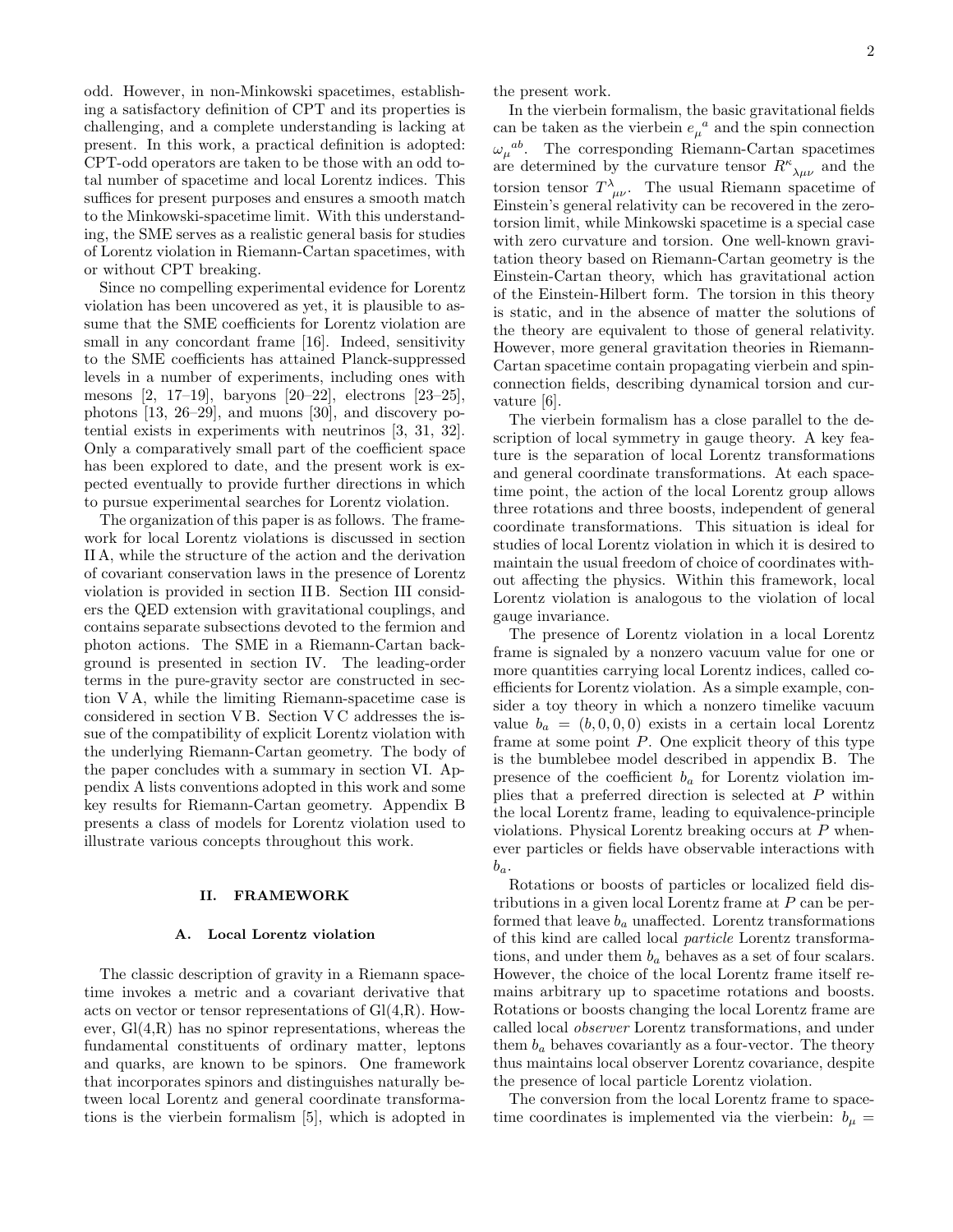odd. However, in non-Minkowski spacetimes, establishing a satisfactory definition of CPT and its properties is challenging, and a complete understanding is lacking at present. In this work, a practical definition is adopted: CPT-odd operators are taken to be those with an odd total number of spacetime and local Lorentz indices. This suffices for present purposes and ensures a smooth match to the Minkowski-spacetime limit. With this understanding, the SME serves as a realistic general basis for studies of Lorentz violation in Riemann-Cartan spacetimes, with or without CPT breaking.

Since no compelling experimental evidence for Lorentz violation has been uncovered as yet, it is plausible to assume that the SME coefficients for Lorentz violation are small in any concordant frame [16]. Indeed, sensitivity to the SME coefficients has attained Planck-suppressed levels in a number of experiments, including ones with mesons [2, 17–19], baryons [20–22], electrons [23–25], photons [13, 26–29], and muons [30], and discovery potential exists in experiments with neutrinos [3, 31, 32]. Only a comparatively small part of the coefficient space has been explored to date, and the present work is expected eventually to provide further directions in which to pursue experimental searches for Lorentz violation.

The organization of this paper is as follows. The framework for local Lorentz violations is discussed in section II A, while the structure of the action and the derivation of covariant conservation laws in the presence of Lorentz violation is provided in section II B. Section III considers the QED extension with gravitational couplings, and contains separate subsections devoted to the fermion and photon actions. The SME in a Riemann-Cartan background is presented in section IV. The leading-order terms in the pure-gravity sector are constructed in section V A, while the limiting Riemann-spacetime case is considered in section V B. Section V C addresses the issue of the compatibility of explicit Lorentz violation with the underlying Riemann-Cartan geometry. The body of the paper concludes with a summary in section VI. Appendix A lists conventions adopted in this work and some key results for Riemann-Cartan geometry. Appendix B presents a class of models for Lorentz violation used to illustrate various concepts throughout this work.

## II. FRAMEWORK

### A. Local Lorentz violation

The classic description of gravity in a Riemann spacetime invokes a metric and a covariant derivative that acts on vector or tensor representations of Gl(4,R). However, Gl(4,R) has no spinor representations, whereas the fundamental constituents of ordinary matter, leptons and quarks, are known to be spinors. One framework that incorporates spinors and distinguishes naturally between local Lorentz and general coordinate transformations is the vierbein formalism [5], which is adopted in the present work.

In the vierbein formalism, the basic gravitational fields can be taken as the vierbein ${e_\mu}^a$ and the spin connection ${\omega_\mu}^{ab}$. The corresponding Riemann-Cartan spacetimes are determined by the curvature tensor ${R^\kappa}_{\lambda\mu\nu}$ and the torsion tensor ${T^\lambda}_{\mu\nu}$. The usual Riemann spacetime of Einstein's general relativity can be recovered in the zero-torsion limit, while Minkowski spacetime is a special case with zero curvature and torsion. One well-known gravitation theory based on Riemann-Cartan geometry is the Einstein-Cartan theory, which has gravitational action of the Einstein-Hilbert form. The torsion in this theory is static, and in the absence of matter the solutions of the theory are equivalent to those of general relativity. However, more general gravitation theories in Riemann-Cartan spacetime contain propagating vierbein and spin-connection fields, describing dynamical torsion and curvature [6].

The vierbein formalism has a close parallel to the description of local symmetry in gauge theory. A key feature is the separation of local Lorentz transformations and general coordinate transformations. At each spacetime point, the action of the local Lorentz group allows three rotations and three boosts, independent of general coordinate transformations. This situation is ideal for studies of local Lorentz violation in which it is desired to maintain the usual freedom of choice of coordinates without affecting the physics. Within this framework, local Lorentz violation is analogous to the violation of local gauge invariance.

The presence of Lorentz violation in a local Lorentz frame is signaled by a nonzero vacuum value for one or more quantities carrying local Lorentz indices, called coefficients for Lorentz violation. As a simple example, consider a toy theory in which a nonzero timelike vacuum value $b_a = (b, 0, 0, 0)$ exists in a certain local Lorentz frame at some point $P$. One explicit theory of this type is the bumblebee model described in appendix B. The presence of the coefficient $b_a$ for Lorentz violation implies that a preferred direction is selected at $P$ within the local Lorentz frame, leading to equivalence-principle violations. Physical Lorentz breaking occurs at $P$ whenever particles or fields have observable interactions with $b_a$.

Rotations or boosts of particles or localized field distributions in a given local Lorentz frame at $P$ can be performed that leave $b_a$ unaffected. Lorentz transformations of this kind are called local *particle* Lorentz transformations, and under them $b_a$ behaves as a set of four scalars. However, the choice of the local Lorentz frame itself remains arbitrary up to spacetime rotations and boosts. Rotations or boosts changing the local Lorentz frame are called local *observer* Lorentz transformations, and under them $b_a$ behaves covariantly as a four-vector. The theory thus maintains local observer Lorentz covariance, despite the presence of local particle Lorentz violation.

The conversion from the local Lorentz frame to spacetime coordinates is implemented via the vierbein: $b_\mu =$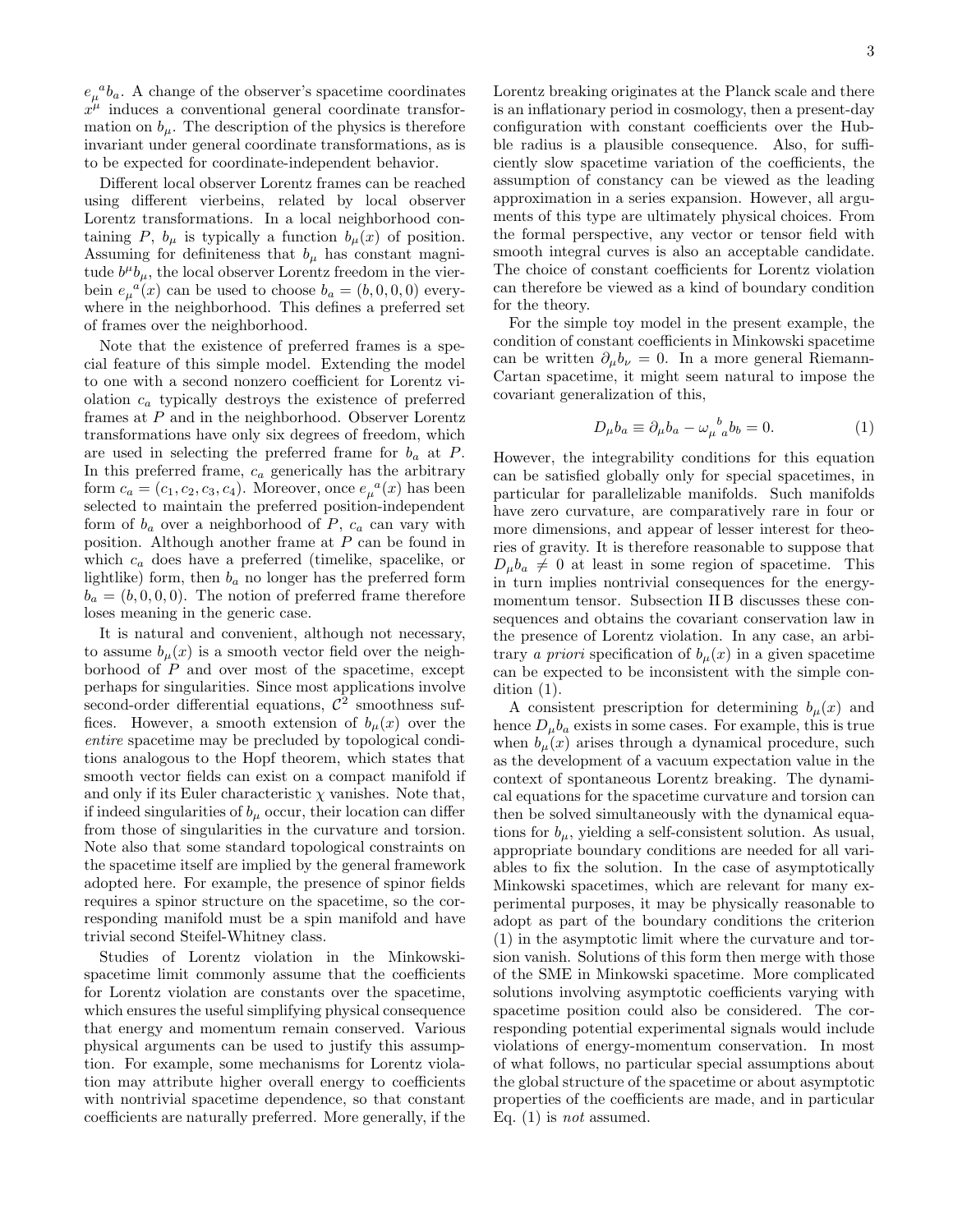$e_\mu{}^a b_a$. A change of the observer's spacetime coordinates $x^\mu$ induces a conventional general coordinate transformation on $b_\mu$. The description of the physics is therefore invariant under general coordinate transformations, as is to be expected for coordinate-independent behavior.

Different local observer Lorentz frames can be reached using different vierbeins, related by local observer Lorentz transformations. In a local neighborhood containing $P$, $b_\mu$ is typically a function $b_\mu(x)$ of position. Assuming for definiteness that $b_\mu$ has constant magnitude $b^\mu b_\mu$, the local observer Lorentz freedom in the vierbein $e_\mu{}^a(x)$ can be used to choose $b_a = (b, 0, 0, 0)$ everywhere in the neighborhood. This defines a preferred set of frames over the neighborhood.

Note that the existence of preferred frames is a special feature of this simple model. Extending the model to one with a second nonzero coefficient for Lorentz violation $c_a$ typically destroys the existence of preferred frames at $P$ and in the neighborhood. Observer Lorentz transformations have only six degrees of freedom, which are used in selecting the preferred frame for $b_a$ at $P$. In this preferred frame, $c_a$ generically has the arbitrary form $c_a = (c_1, c_2, c_3, c_4)$. Moreover, once $e_\mu{}^a(x)$ has been selected to maintain the preferred position-independent form of $b_a$ over a neighborhood of $P$, $c_a$ can vary with position. Although another frame at $P$ can be found in which $c_a$ does have a preferred (timelike, spacelike, or lightlike) form, then $b_a$ no longer has the preferred form $b_a = (b, 0, 0, 0)$. The notion of preferred frame therefore loses meaning in the generic case.

It is natural and convenient, although not necessary, to assume $b_\mu(x)$ is a smooth vector field over the neighborhood of $P$ and over most of the spacetime, except perhaps for singularities. Since most applications involve second-order differential equations, $\mathcal{C}^2$ smoothness suffices. However, a smooth extension of $b_\mu(x)$ over the *entire* spacetime may be precluded by topological conditions analogous to the Hopf theorem, which states that smooth vector fields can exist on a compact manifold if and only if its Euler characteristic $\chi$ vanishes. Note that, if indeed singularities of $b_\mu$ occur, their location can differ from those of singularities in the curvature and torsion. Note also that some standard topological constraints on the spacetime itself are implied by the general framework adopted here. For example, the presence of spinor fields requires a spinor structure on the spacetime, so the corresponding manifold must be a spin manifold and have trivial second Steifel-Whitney class.

Studies of Lorentz violation in the Minkowski-spacetime limit commonly assume that the coefficients for Lorentz violation are constants over the spacetime, which ensures the useful simplifying physical consequence that energy and momentum remain conserved. Various physical arguments can be used to justify this assumption. For example, some mechanisms for Lorentz violation may attribute higher overall energy to coefficients with nontrivial spacetime dependence, so that constant coefficients are naturally preferred. More generally, if the Lorentz breaking originates at the Planck scale and there is an inflationary period in cosmology, then a present-day configuration with constant coefficients over the Hubble radius is a plausible consequence. Also, for sufficiently slow spacetime variation of the coefficients, the assumption of constancy can be viewed as the leading approximation in a series expansion. However, all arguments of this type are ultimately physical choices. From the formal perspective, any vector or tensor field with smooth integral curves is also an acceptable candidate. The choice of constant coefficients for Lorentz violation can therefore be viewed as a kind of boundary condition for the theory.

For the simple toy model in the present example, the condition of constant coefficients in Minkowski spacetime can be written $\partial_\mu b_\nu = 0$. In a more general Riemann-Cartan spacetime, it might seem natural to impose the covariant generalization of this,

$$D_\mu b_a \equiv \partial_\mu b_a - \omega_\mu{}^b{}_a b_b = 0. \tag{1}$$

However, the integrability conditions for this equation can be satisfied globally only for special spacetimes, in particular for parallelizable manifolds. Such manifolds have zero curvature, are comparatively rare in four or more dimensions, and appear of lesser interest for theories of gravity. It is therefore reasonable to suppose that $D_\mu b_a \neq 0$ at least in some region of spacetime. This in turn implies nontrivial consequences for the energy-momentum tensor. Subsection II B discusses these consequences and obtains the covariant conservation law in the presence of Lorentz violation. In any case, an arbitrary *a priori* specification of $b_\mu(x)$ in a given spacetime can be expected to be inconsistent with the simple condition (1).

A consistent prescription for determining $b_\mu(x)$ and hence $D_\mu b_a$ exists in some cases. For example, this is true when $b_\mu(x)$ arises through a dynamical procedure, such as the development of a vacuum expectation value in the context of spontaneous Lorentz breaking. The dynamical equations for the spacetime curvature and torsion can then be solved simultaneously with the dynamical equations for $b_\mu$, yielding a self-consistent solution. As usual, appropriate boundary conditions are needed for all variables to fix the solution. In the case of asymptotically Minkowski spacetimes, which are relevant for many experimental purposes, it may be physically reasonable to adopt as part of the boundary conditions the criterion (1) in the asymptotic limit where the curvature and torsion vanish. Solutions of this form then merge with those of the SME in Minkowski spacetime. More complicated solutions involving asymptotic coefficients varying with spacetime position could also be considered. The corresponding potential experimental signals would include violations of energy-momentum conservation. In most of what follows, no particular special assumptions about the global structure of the spacetime or about asymptotic properties of the coefficients are made, and in particular Eq. (1) is *not* assumed.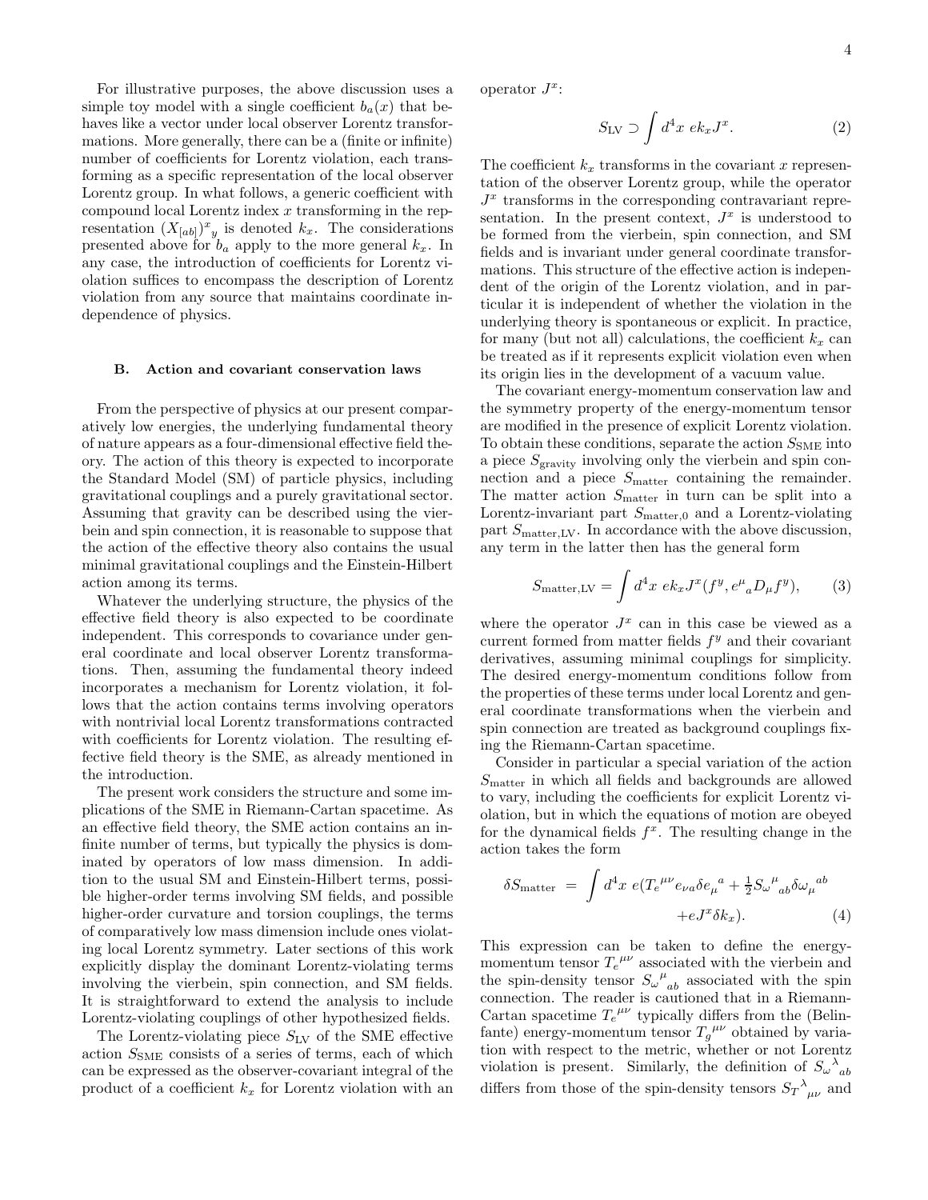For illustrative purposes, the above discussion uses a simple toy model with a single coefficient $b_a(x)$ that behaves like a vector under local observer Lorentz transformations. More generally, there can be a (finite or infinite) number of coefficients for Lorentz violation, each transforming as a specific representation of the local observer Lorentz group. In what follows, a generic coefficient with compound local Lorentz index $x$ transforming in the representation $(X_{[ab]})^x{}_y$ is denoted $k_x$. The considerations presented above for $b_a$ apply to the more general $k_x$. In any case, the introduction of coefficients for Lorentz violation suffices to encompass the description of Lorentz violation from any source that maintains coordinate independence of physics.

### B. Action and covariant conservation laws

From the perspective of physics at our present comparatively low energies, the underlying fundamental theory of nature appears as a four-dimensional effective field theory. The action of this theory is expected to incorporate the Standard Model (SM) of particle physics, including gravitational couplings and a purely gravitational sector. Assuming that gravity can be described using the vierbein and spin connection, it is reasonable to suppose that the action of the effective theory also contains the usual minimal gravitational couplings and the Einstein-Hilbert action among its terms.

Whatever the underlying structure, the physics of the effective field theory is also expected to be coordinate independent. This corresponds to covariance under general coordinate and local observer Lorentz transformations. Then, assuming the fundamental theory indeed incorporates a mechanism for Lorentz violation, it follows that the action contains terms involving operators with nontrivial local Lorentz transformations contracted with coefficients for Lorentz violation. The resulting effective field theory is the SME, as already mentioned in the introduction.

The present work considers the structure and some implications of the SME in Riemann-Cartan spacetime. As an effective field theory, the SME action contains an infinite number of terms, but typically the physics is dominated by operators of low mass dimension. In addition to the usual SM and Einstein-Hilbert terms, possible higher-order terms involving SM fields, and possible higher-order curvature and torsion couplings, the terms of comparatively low mass dimension include ones violating local Lorentz symmetry. Later sections of this work explicitly display the dominant Lorentz-violating terms involving the vierbein, spin connection, and SM fields. It is straightforward to extend the analysis to include Lorentz-violating couplings of other hypothesized fields.

The Lorentz-violating piece $S_{\rm LV}$ of the SME effective action $S_{\rm SME}$ consists of a series of terms, each of which can be expressed as the observer-covariant integral of the product of a coefficient $k_x$ for Lorentz violation with an operator $J^x$:

$$S_{\rm LV} \supset \int d^4x \; e k_x J^x. \qquad (2)$$

The coefficient $k_x$ transforms in the covariant $x$ representation of the observer Lorentz group, while the operator $J^x$ transforms in the corresponding contravariant representation. In the present context, $J^x$ is understood to be formed from the vierbein, spin connection, and SM fields and is invariant under general coordinate transformations. This structure of the effective action is independent of the origin of the Lorentz violation, and in particular it is independent of whether the violation in the underlying theory is spontaneous or explicit. In practice, for many (but not all) calculations, the coefficient $k_x$ can be treated as if it represents explicit violation even when its origin lies in the development of a vacuum value.

The covariant energy-momentum conservation law and the symmetry property of the energy-momentum tensor are modified in the presence of explicit Lorentz violation. To obtain these conditions, separate the action $S_{\rm SME}$ into a piece $S_{\rm gravity}$ involving only the vierbein and spin connection and a piece $S_{\rm matter}$ containing the remainder. The matter action $S_{\rm matter}$ in turn can be split into a Lorentz-invariant part $S_{\rm matter,0}$ and a Lorentz-violating part $S_{\rm matter,LV}$. In accordance with the above discussion, any term in the latter then has the general form

$$S_{\rm matter,LV} = \int d^4x \; e k_x J^x(f^y, e^\mu{}_a D_\mu f^y), \qquad (3)$$

where the operator $J^x$ can in this case be viewed as a current formed from matter fields $f^y$ and their covariant derivatives, assuming minimal couplings for simplicity. The desired energy-momentum conditions follow from the properties of these terms under local Lorentz and general coordinate transformations when the vierbein and spin connection are treated as background couplings fixing the Riemann-Cartan spacetime.

Consider in particular a special variation of the action $S_{\rm matter}$ in which all fields and backgrounds are allowed to vary, including the coefficients for explicit Lorentz violation, but in which the equations of motion are obeyed for the dynamical fields $f^x$. The resulting change in the action takes the form

$$\delta S_{\rm matter} = \int d^4x \; e(T_e{}^{\mu\nu} e_{\nu a} \delta e_\mu{}^a + \tfrac{1}{2} S_\omega{}^\mu{}_{ab} \delta\omega_\mu{}^{ab} + eJ^x \delta k_x). \qquad (4)$$

This expression can be taken to define the energy-momentum tensor $T_e{}^{\mu\nu}$ associated with the vierbein and the spin-density tensor $S_\omega{}^\mu{}_{ab}$ associated with the spin connection. The reader is cautioned that in a Riemann-Cartan spacetime $T_e{}^{\mu\nu}$ typically differs from the (Belinfante) energy-momentum tensor $T_g{}^{\mu\nu}$ obtained by variation with respect to the metric, whether or not Lorentz violation is present. Similarly, the definition of $S_\omega{}^\lambda{}_{ab}$ differs from those of the spin-density tensors $S_T{}^\lambda{}_{\mu\nu}$ and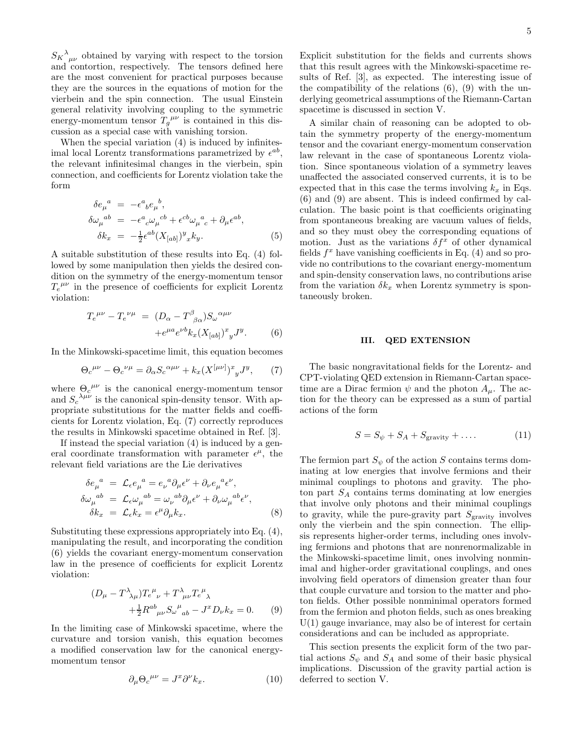$S_K{}^{\lambda}{}_{\mu\nu}$ obtained by varying with respect to the torsion and contortion, respectively. The tensors defined here are the most convenient for practical purposes because they are the sources in the equations of motion for the vierbein and the spin connection. The usual Einstein general relativity involving coupling to the symmetric energy-momentum tensor $T_g{}^{\mu\nu}$ is contained in this discussion as a special case with vanishing torsion.

When the special variation (4) is induced by infinitesimal local Lorentz transformations parametrized by $\epsilon^{ab}$, the relevant infinitesimal changes in the vierbein, spin connection, and coefficients for Lorentz violation take the form

$$
\begin{aligned}
\delta e_\mu{}^a &= -\epsilon^a{}_b e_\mu{}^b, \\
\delta \omega_\mu{}^{ab} &= -\epsilon^a{}_c \omega_\mu{}^{cb} + \epsilon^{cb} \omega_\mu{}^a{}_c + \partial_\mu \epsilon^{ab}, \\
\delta k_x &= -\tfrac{1}{2} \epsilon^{ab} (X_{[ab]})^y{}_x k_y.
\end{aligned} \tag{5}
$$

A suitable substitution of these results into Eq. (4) followed by some manipulation then yields the desired condition on the symmetry of the energy-momentum tensor $T_e{}^{\mu\nu}$ in the presence of coefficients for explicit Lorentz violation:

$$
\begin{aligned}
T_e{}^{\mu\nu} - T_e{}^{\nu\mu} &= (D_\alpha - T^\beta{}_{\beta\alpha}) S_\omega{}^{\alpha\mu\nu} \\
&\quad + e^{\mu a} e^{\nu b} k_x (X_{[ab]})^x{}_y J^y.
\end{aligned} \tag{6}
$$

In the Minkowski-spacetime limit, this equation becomes

$$
\Theta_c{}^{\mu\nu} - \Theta_c{}^{\nu\mu} = \partial_\alpha S_c{}^{\alpha\mu\nu} + k_x (X^{[\mu\nu]})^x{}_y J^y, \tag{7}
$$

where $\Theta_c{}^{\mu\nu}$ is the canonical energy-momentum tensor and $S_c{}^{\lambda\mu\nu}$ is the canonical spin-density tensor. With appropriate substitutions for the matter fields and coefficients for Lorentz violation, Eq. (7) correctly reproduces the results in Minkowski spacetime obtained in Ref. [3].

If instead the special variation (4) is induced by a general coordinate transformation with parameter $\epsilon^\mu$, the relevant field variations are the Lie derivatives

$$
\begin{aligned}
\delta e_\mu{}^a &= \mathcal{L}_\epsilon e_\mu{}^a = e_\nu{}^a \partial_\mu \epsilon^\nu + \partial_\nu e_\mu{}^a \epsilon^\nu, \\
\delta \omega_\mu{}^{ab} &= \mathcal{L}_\epsilon \omega_\mu{}^{ab} = \omega_\nu{}^{ab} \partial_\mu \epsilon^\nu + \partial_\nu \omega_\mu{}^{ab} \epsilon^\nu, \\
\delta k_x &= \mathcal{L}_\epsilon k_x = \epsilon^\mu \partial_\mu k_x.
\end{aligned} \tag{8}
$$

Substituting these expressions appropriately into Eq. (4), manipulating the result, and incorporating the condition (6) yields the covariant energy-momentum conservation law in the presence of coefficients for explicit Lorentz violation:

$$
\begin{aligned}
(D_\mu - T^\lambda{}_{\lambda\mu}) T_e{}^\mu{}_\nu + T^\lambda{}_{\mu\nu} T_e{}^\mu{}_\lambda& \\
+ \tfrac{1}{2} R^{ab}{}_{\mu\nu} S_\omega{}^\mu{}_{ab} - J^x D_\nu k_x &= 0.
\end{aligned} \tag{9}
$$

In the limiting case of Minkowski spacetime, where the curvature and torsion vanish, this equation becomes a modified conservation law for the canonical energy-momentum tensor

$$
\partial_\mu \Theta_c{}^{\mu\nu} = J^x \partial^\nu k_x. \tag{10}
$$

Explicit substitution for the fields and currents shows that this result agrees with the Minkowski-spacetime results of Ref. [3], as expected. The interesting issue of the compatibility of the relations (6), (9) with the underlying geometrical assumptions of the Riemann-Cartan spacetime is discussed in section V.

A similar chain of reasoning can be adopted to obtain the symmetry property of the energy-momentum tensor and the covariant energy-momentum conservation law relevant in the case of spontaneous Lorentz violation. Since spontaneous violation of a symmetry leaves unaffected the associated conserved currents, it is to be expected that in this case the terms involving $k_x$ in Eqs. (6) and (9) are absent. This is indeed confirmed by calculation. The basic point is that coefficients originating from spontaneous breaking are vacuum values of fields, and so they must obey the corresponding equations of motion. Just as the variations $\delta f^x$ of other dynamical fields $f^x$ have vanishing coefficients in Eq. (4) and so provide no contributions to the covariant energy-momentum and spin-density conservation laws, no contributions arise from the variation $\delta k_x$ when Lorentz symmetry is spontaneously broken.

## III. QED EXTENSION

The basic nongravitational fields for the Lorentz- and CPT-violating QED extension in Riemann-Cartan spacetime are a Dirac fermion $\psi$ and the photon $A_\mu$. The action for the theory can be expressed as a sum of partial actions of the form

$$
S = S_\psi + S_A + S_{\rm gravity} + \ldots . \tag{11}
$$

The fermion part $S_\psi$ of the action $S$ contains terms dominating at low energies that involve fermions and their minimal couplings to photons and gravity. The photon part $S_A$ contains terms dominating at low energies that involve only photons and their minimal couplings to gravity, while the pure-gravity part $S_{\rm gravity}$ involves only the vierbein and the spin connection. The ellipsis represents higher-order terms, including ones involving fermions and photons that are nonrenormalizable in the Minkowski-spacetime limit, ones involving nonminimal and higher-order gravitational couplings, and ones involving field operators of dimension greater than four that couple curvature and torsion to the matter and photon fields. Other possible nonminimal operators formed from the fermion and photon fields, such as ones breaking U(1) gauge invariance, may also be of interest for certain considerations and can be included as appropriate.

This section presents the explicit form of the two partial actions $S_\psi$ and $S_A$ and some of their basic physical implications. Discussion of the gravity partial action is deferred to section V.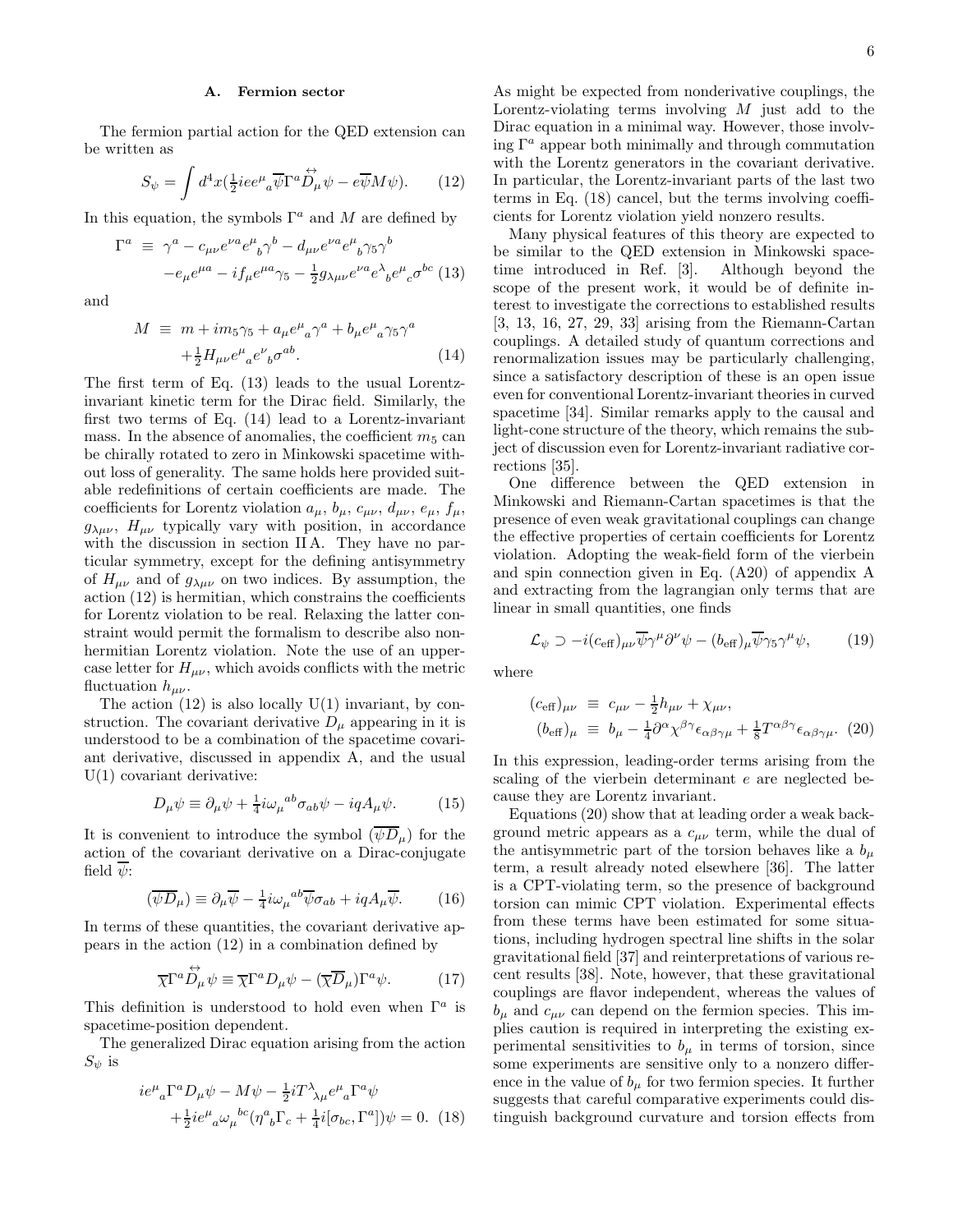### A. Fermion sector

The fermion partial action for the QED extension can be written as

$$S_\psi = \int d^4x (\tfrac{1}{2} i e e^\mu{}_a \overline{\psi} \Gamma^a \overleftrightarrow{D}_\mu \psi - e \overline{\psi} M \psi). \qquad (12)$$

In this equation, the symbols $\Gamma^a$ and $M$ are defined by

$$\begin{aligned} \Gamma^a \equiv\ & \gamma^a - c_{\mu\nu} e^{\nu a} e^\mu{}_b \gamma^b - d_{\mu\nu} e^{\nu a} e^\mu{}_b \gamma_5 \gamma^b \\ & - e_\mu e^{\mu a} - i f_\mu e^{\mu a} \gamma_5 - \tfrac{1}{2} g_{\lambda\mu\nu} e^{\nu a} e^\lambda{}_b e^\mu{}_c \sigma^{bc} \end{aligned} \qquad (13)$$

and

$$\begin{aligned} M \equiv\ & m + i m_5 \gamma_5 + a_\mu e^\mu{}_a \gamma^a + b_\mu e^\mu{}_a \gamma_5 \gamma^a \\ & + \tfrac{1}{2} H_{\mu\nu} e^\mu{}_a e^\nu{}_b \sigma^{ab}. \end{aligned} \qquad (14)$$

The first term of Eq. (13) leads to the usual Lorentz-invariant kinetic term for the Dirac field. Similarly, the first two terms of Eq. (14) lead to a Lorentz-invariant mass. In the absence of anomalies, the coefficient $m_5$ can be chirally rotated to zero in Minkowski spacetime without loss of generality. The same holds here provided suitable redefinitions of certain coefficients are made. The coefficients for Lorentz violation $a_\mu$, $b_\mu$, $c_{\mu\nu}$, $d_{\mu\nu}$, $e_\mu$, $f_\mu$, $g_{\lambda\mu\nu}$, $H_{\mu\nu}$ typically vary with position, in accordance with the discussion in section II A. They have no particular symmetry, except for the defining antisymmetry of $H_{\mu\nu}$ and of $g_{\lambda\mu\nu}$ on two indices. By assumption, the action (12) is hermitian, which constrains the coefficients for Lorentz violation to be real. Relaxing the latter constraint would permit the formalism to describe also nonhermitian Lorentz violation. Note the use of an uppercase letter for $H_{\mu\nu}$, which avoids conflicts with the metric fluctuation $h_{\mu\nu}$.

The action (12) is also locally U(1) invariant, by construction. The covariant derivative $D_\mu$ appearing in it is understood to be a combination of the spacetime covariant derivative, discussed in appendix A, and the usual U(1) covariant derivative:

$$D_\mu \psi \equiv \partial_\mu \psi + \tfrac{1}{4} i \omega_\mu{}^{ab} \sigma_{ab} \psi - i q A_\mu \psi. \qquad (15)$$

It is convenient to introduce the symbol $(\overline{\psi} \overleftarrow{D}_\mu)$ for the action of the covariant derivative on a Dirac-conjugate field $\overline{\psi}$:

$$(\overline{\psi} \overleftarrow{D}_\mu) \equiv \partial_\mu \overline{\psi} - \tfrac{1}{4} i \omega_\mu{}^{ab} \overline{\psi} \sigma_{ab} + i q A_\mu \overline{\psi}. \qquad (16)$$

In terms of these quantities, the covariant derivative appears in the action (12) in a combination defined by

$$\overline{\chi} \Gamma^a \overleftrightarrow{D}_\mu \psi \equiv \overline{\chi} \Gamma^a D_\mu \psi - (\overline{\chi} \overleftarrow{D}_\mu) \Gamma^a \psi. \qquad (17)$$

This definition is understood to hold even when $\Gamma^a$ is spacetime-position dependent.

The generalized Dirac equation arising from the action $S_\psi$ is

$$\begin{aligned} & i e^\mu{}_a \Gamma^a D_\mu \psi - M \psi - \tfrac{1}{2} i T^\lambda{}_{\lambda\mu} e^\mu{}_a \Gamma^a \psi \\ & + \tfrac{1}{2} i e^\mu{}_a \omega_\mu{}^{bc} (\eta^a{}_b \Gamma_c + \tfrac{1}{4} i [\sigma_{bc}, \Gamma^a]) \psi = 0. \end{aligned} \qquad (18)$$

As might be expected from nonderivative couplings, the Lorentz-violating terms involving $M$ just add to the Dirac equation in a minimal way. However, those involving $\Gamma^a$ appear both minimally and through commutation with the Lorentz generators in the covariant derivative. In particular, the Lorentz-invariant parts of the last two terms in Eq. (18) cancel, but the terms involving coefficients for Lorentz violation yield nonzero results.

Many physical features of this theory are expected to be similar to the QED extension in Minkowski spacetime introduced in Ref. [3]. Although beyond the scope of the present work, it would be of definite interest to investigate the corrections to established results [3, 13, 16, 27, 29, 33] arising from the Riemann-Cartan couplings. A detailed study of quantum corrections and renormalization issues may be particularly challenging, since a satisfactory description of these is an open issue even for conventional Lorentz-invariant theories in curved spacetime [34]. Similar remarks apply to the causal and light-cone structure of the theory, which remains the subject of discussion even for Lorentz-invariant radiative corrections [35].

One difference between the QED extension in Minkowski and Riemann-Cartan spacetimes is that the presence of even weak gravitational couplings can change the effective properties of certain coefficients for Lorentz violation. Adopting the weak-field form of the vierbein and spin connection given in Eq. (A20) of appendix A and extracting from the lagrangian only terms that are linear in small quantities, one finds

$$\mathcal{L}_\psi \supset -i (c_{\rm eff})_{\mu\nu} \overline{\psi} \gamma^\mu \partial^\nu \psi - (b_{\rm eff})_\mu \overline{\psi} \gamma_5 \gamma^\mu \psi, \qquad (19)$$

where

$$\begin{aligned} (c_{\rm eff})_{\mu\nu} &\equiv c_{\mu\nu} - \tfrac{1}{2} h_{\mu\nu} + \chi_{\mu\nu}, \\ (b_{\rm eff})_\mu &\equiv b_\mu - \tfrac{1}{4} \partial^\alpha \chi^{\beta\gamma} \epsilon_{\alpha\beta\gamma\mu} + \tfrac{1}{8} T^{\alpha\beta\gamma} \epsilon_{\alpha\beta\gamma\mu}. \end{aligned} \qquad (20)$$

In this expression, leading-order terms arising from the scaling of the vierbein determinant $e$ are neglected because they are Lorentz invariant.

Equations (20) show that at leading order a weak background metric appears as a $c_{\mu\nu}$ term, while the dual of the antisymmetric part of the torsion behaves like a $b_\mu$ term, a result already noted elsewhere [36]. The latter is a CPT-violating term, so the presence of background torsion can mimic CPT violation. Experimental effects from these terms have been estimated for some situations, including hydrogen spectral line shifts in the solar gravitational field [37] and reinterpretations of various recent results [38]. Note, however, that these gravitational couplings are flavor independent, whereas the values of $b_\mu$ and $c_{\mu\nu}$ can depend on the fermion species. This implies caution is required in interpreting the existing experimental sensitivities to $b_\mu$ in terms of torsion, since some experiments are sensitive only to a nonzero difference in the value of $b_\mu$ for two fermion species. It further suggests that careful comparative experiments could distinguish background curvature and torsion effects from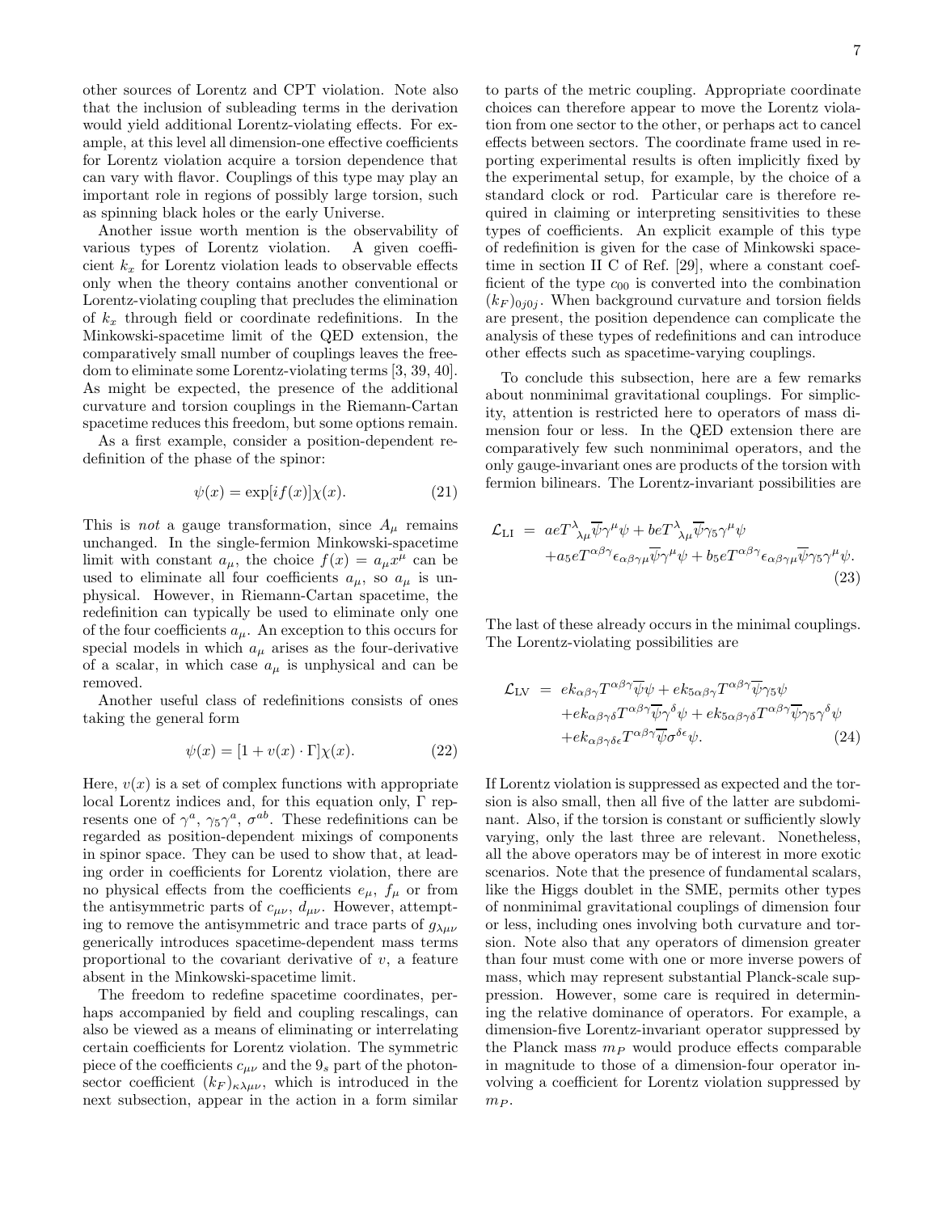other sources of Lorentz and CPT violation. Note also that the inclusion of subleading terms in the derivation would yield additional Lorentz-violating effects. For example, at this level all dimension-one effective coefficients for Lorentz violation acquire a torsion dependence that can vary with flavor. Couplings of this type may play an important role in regions of possibly large torsion, such as spinning black holes or the early Universe.

Another issue worth mention is the observability of various types of Lorentz violation. A given coefficient $k_x$ for Lorentz violation leads to observable effects only when the theory contains another conventional or Lorentz-violating coupling that precludes the elimination of $k_x$ through field or coordinate redefinitions. In the Minkowski-spacetime limit of the QED extension, the comparatively small number of couplings leaves the freedom to eliminate some Lorentz-violating terms [3, 39, 40]. As might be expected, the presence of the additional curvature and torsion couplings in the Riemann-Cartan spacetime reduces this freedom, but some options remain.

As a first example, consider a position-dependent redefinition of the phase of the spinor:

$$\psi(x) = \exp[if(x)]\chi(x). \tag{21}$$

This is *not* a gauge transformation, since $A_\mu$ remains unchanged. In the single-fermion Minkowski-spacetime limit with constant $a_\mu$, the choice $f(x) = a_\mu x^\mu$ can be used to eliminate all four coefficients $a_\mu$, so $a_\mu$ is unphysical. However, in Riemann-Cartan spacetime, the redefinition can typically be used to eliminate only one of the four coefficients $a_\mu$. An exception to this occurs for special models in which $a_\mu$ arises as the four-derivative of a scalar, in which case $a_\mu$ is unphysical and can be removed.

Another useful class of redefinitions consists of ones taking the general form

$$\psi(x) = [1 + v(x)\cdot\Gamma]\chi(x). \tag{22}$$

Here, $v(x)$ is a set of complex functions with appropriate local Lorentz indices and, for this equation only, $\Gamma$ represents one of $\gamma^a$, $\gamma_5\gamma^a$, $\sigma^{ab}$. These redefinitions can be regarded as position-dependent mixings of components in spinor space. They can be used to show that, at leading order in coefficients for Lorentz violation, there are no physical effects from the coefficients $e_\mu$, $f_\mu$ or from the antisymmetric parts of $c_{\mu\nu}$, $d_{\mu\nu}$. However, attempting to remove the antisymmetric and trace parts of $g_{\lambda\mu\nu}$ generically introduces spacetime-dependent mass terms proportional to the covariant derivative of $v$, a feature absent in the Minkowski-spacetime limit.

The freedom to redefine spacetime coordinates, perhaps accompanied by field and coupling rescalings, can also be viewed as a means of eliminating or interrelating certain coefficients for Lorentz violation. The symmetric piece of the coefficients $c_{\mu\nu}$ and the $9_s$ part of the photon-sector coefficient $(k_F)_{\kappa\lambda\mu\nu}$, which is introduced in the next subsection, appear in the action in a form similar to parts of the metric coupling. Appropriate coordinate choices can therefore appear to move the Lorentz violation from one sector to the other, or perhaps act to cancel effects between sectors. The coordinate frame used in reporting experimental results is often implicitly fixed by the experimental setup, for example, by the choice of a standard clock or rod. Particular care is therefore required in claiming or interpreting sensitivities to these types of coefficients. An explicit example of this type of redefinition is given for the case of Minkowski spacetime in section II C of Ref. [29], where a constant coefficient of the type $c_{00}$ is converted into the combination $(k_F)_{0j0j}$. When background curvature and torsion fields are present, the position dependence can complicate the analysis of these types of redefinitions and can introduce other effects such as spacetime-varying couplings.

To conclude this subsection, here are a few remarks about nonminimal gravitational couplings. For simplicity, attention is restricted here to operators of mass dimension four or less. In the QED extension there are comparatively few such nonminimal operators, and the only gauge-invariant ones are products of the torsion with fermion bilinears. The Lorentz-invariant possibilities are

$$\begin{aligned}
\mathcal{L}_{\rm LI} &= aeT^\lambda{}_{\lambda\mu}\overline{\psi}\gamma^\mu\psi + beT^\lambda{}_{\lambda\mu}\overline{\psi}\gamma_5\gamma^\mu\psi \\
&\quad + a_5 eT^{\alpha\beta\gamma}\epsilon_{\alpha\beta\gamma\mu}\overline{\psi}\gamma^\mu\psi + b_5 eT^{\alpha\beta\gamma}\epsilon_{\alpha\beta\gamma\mu}\overline{\psi}\gamma_5\gamma^\mu\psi.
\end{aligned} \tag{23}$$

The last of these already occurs in the minimal couplings. The Lorentz-violating possibilities are

$$\begin{aligned}
\mathcal{L}_{\rm LV} &= ek_{\alpha\beta\gamma}T^{\alpha\beta\gamma}\overline{\psi}\psi + ek_{5\alpha\beta\gamma}T^{\alpha\beta\gamma}\overline{\psi}\gamma_5\psi \\
&\quad + ek_{\alpha\beta\gamma\delta}T^{\alpha\beta\gamma}\overline{\psi}\gamma^\delta\psi + ek_{5\alpha\beta\gamma\delta}T^{\alpha\beta\gamma}\overline{\psi}\gamma_5\gamma^\delta\psi \\
&\quad + ek_{\alpha\beta\gamma\delta\epsilon}T^{\alpha\beta\gamma}\overline{\psi}\sigma^{\delta\epsilon}\psi.
\end{aligned} \tag{24}$$

If Lorentz violation is suppressed as expected and the torsion is also small, then all five of the latter are subdominant. Also, if the torsion is constant or sufficiently slowly varying, only the last three are relevant. Nonetheless, all the above operators may be of interest in more exotic scenarios. Note that the presence of fundamental scalars, like the Higgs doublet in the SME, permits other types of nonminimal gravitational couplings of dimension four or less, including ones involving both curvature and torsion. Note also that any operators of dimension greater than four must come with one or more inverse powers of mass, which may represent substantial Planck-scale suppression. However, some care is required in determining the relative dominance of operators. For example, a dimension-five Lorentz-invariant operator suppressed by the Planck mass $m_P$ would produce effects comparable in magnitude to those of a dimension-four operator involving a coefficient for Lorentz violation suppressed by $m_P$.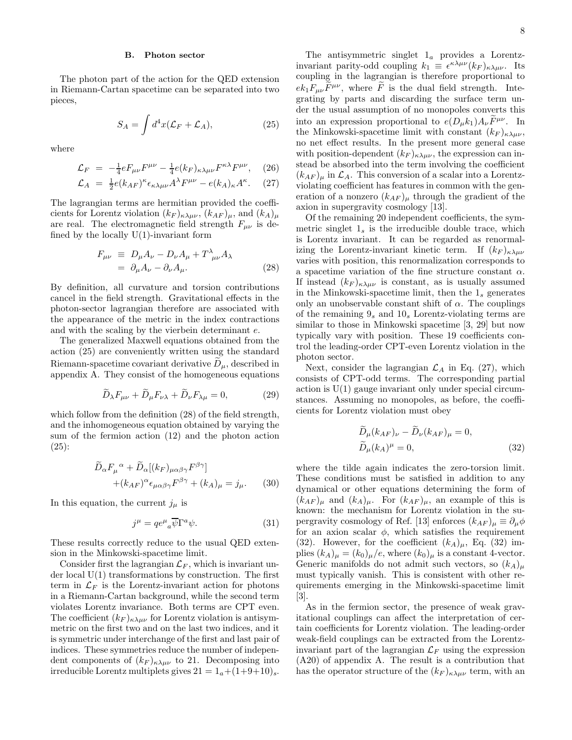### B. Photon sector

The photon part of the action for the QED extension in Riemann-Cartan spacetime can be separated into two pieces,

$$S_A = \int d^4x (\mathcal{L}_F + \mathcal{L}_A), \tag{25}$$

where

$$\begin{aligned} \mathcal{L}_F &= -\tfrac{1}{4} e F_{\mu\nu} F^{\mu\nu} - \tfrac{1}{4} e (k_F)_{\kappa\lambda\mu\nu} F^{\kappa\lambda} F^{\mu\nu}, \quad (26) \\ \mathcal{L}_A &= \tfrac{1}{2} e (k_{AF})^\kappa \epsilon_{\kappa\lambda\mu\nu} A^\lambda F^{\mu\nu} - e (k_A)_\kappa A^\kappa. \quad (27) \end{aligned}$$

The lagrangian terms are hermitian provided the coefficients for Lorentz violation $(k_F)_{\kappa\lambda\mu\nu}$, $(k_{AF})_\mu$, and $(k_A)_\mu$ are real. The electromagnetic field strength $F_{\mu\nu}$ is defined by the locally U(1)-invariant form

$$\begin{aligned} F_{\mu\nu} &\equiv D_\mu A_\nu - D_\nu A_\mu + T^\lambda{}_{\mu\nu} A_\lambda \\ &= \partial_\mu A_\nu - \partial_\nu A_\mu. \end{aligned} \tag{28}$$

By definition, all curvature and torsion contributions cancel in the field strength. Gravitational effects in the photon-sector lagrangian therefore are associated with the appearance of the metric in the index contractions and with the scaling by the vierbein determinant $e$.

The generalized Maxwell equations obtained from the action (25) are conveniently written using the standard Riemann-spacetime covariant derivative $\widetilde{D}_\mu$, described in appendix A. They consist of the homogeneous equations

$$\widetilde{D}_\lambda F_{\mu\nu} + \widetilde{D}_\mu F_{\nu\lambda} + \widetilde{D}_\nu F_{\lambda\mu} = 0, \tag{29}$$

which follow from the definition (28) of the field strength, and the inhomogeneous equation obtained by varying the sum of the fermion action (12) and the photon action (25):

$$\begin{aligned} \widetilde{D}_\alpha F_\mu{}^\alpha + \widetilde{D}_\alpha [(k_F)_{\mu\alpha\beta\gamma} F^{\beta\gamma}] \\ + (k_{AF})^\alpha \epsilon_{\mu\alpha\beta\gamma} F^{\beta\gamma} + (k_A)_\mu = j_\mu. \end{aligned} \tag{30}$$

In this equation, the current $j_\mu$ is

$$j^\mu = q e^\mu{}_a \overline{\psi} \Gamma^a \psi. \tag{31}$$

These results correctly reduce to the usual QED extension in the Minkowski-spacetime limit.

Consider first the lagrangian $\mathcal{L}_F$, which is invariant under local U(1) transformations by construction. The first term in $\mathcal{L}_F$ is the Lorentz-invariant action for photons in a Riemann-Cartan background, while the second term violates Lorentz invariance. Both terms are CPT even. The coefficient $(k_F)_{\kappa\lambda\mu\nu}$ for Lorentz violation is antisymmetric on the first two and on the last two indices, and it is symmetric under interchange of the first and last pair of indices. These symmetries reduce the number of independent components of $(k_F)_{\kappa\lambda\mu\nu}$ to 21. Decomposing into irreducible Lorentz multiplets gives $21 = 1_a + (1+9+10)_s$.

The antisymmetric singlet $1_a$ provides a Lorentz-invariant parity-odd coupling $k_1 \equiv \epsilon^{\kappa\lambda\mu\nu}(k_F)_{\kappa\lambda\mu\nu}$. Its coupling in the lagrangian is therefore proportional to $e k_1 F_{\mu\nu}\widetilde{F}^{\mu\nu}$, where $\widetilde{F}$ is the dual field strength. Integrating by parts and discarding the surface term under the usual assumption of no monopoles converts this into an expression proportional to $e(D_\mu k_1) A_\nu \widetilde{F}^{\mu\nu}$. In the Minkowski-spacetime limit with constant $(k_F)_{\kappa\lambda\mu\nu}$, no net effect results. In the present more general case with position-dependent $(k_F)_{\kappa\lambda\mu\nu}$, the expression can instead be absorbed into the term involving the coefficient $(k_{AF})_\mu$ in $\mathcal{L}_A$. This conversion of a scalar into a Lorentz-violating coefficient has features in common with the generation of a nonzero $(k_{AF})_\mu$ through the gradient of the axion in supergravity cosmology [13].

Of the remaining 20 independent coefficients, the symmetric singlet $1_s$ is the irreducible double trace, which is Lorentz invariant. It can be regarded as renormalizing the Lorentz-invariant kinetic term. If $(k_F)_{\kappa\lambda\mu\nu}$ varies with position, this renormalization corresponds to a spacetime variation of the fine structure constant $\alpha$. If instead $(k_F)_{\kappa\lambda\mu\nu}$ is constant, as is usually assumed in the Minkowski-spacetime limit, then the $1_s$ generates only an unobservable constant shift of $\alpha$. The couplings of the remaining $9_s$ and $10_s$ Lorentz-violating terms are similar to those in Minkowski spacetime [3, 29] but now typically vary with position. These 19 coefficients control the leading-order CPT-even Lorentz violation in the photon sector.

Next, consider the lagrangian $\mathcal{L}_A$ in Eq. (27), which consists of CPT-odd terms. The corresponding partial action is U(1) gauge invariant only under special circumstances. Assuming no monopoles, as before, the coefficients for Lorentz violation must obey

$$\begin{aligned} \widetilde{D}_\mu (k_{AF})_\nu - \widetilde{D}_\nu (k_{AF})_\mu = 0, \\ \widetilde{D}_\mu (k_A)^\mu = 0, \end{aligned} \tag{32}$$

where the tilde again indicates the zero-torsion limit. These conditions must be satisfied in addition to any dynamical or other equations determining the form of $(k_{AF})_\mu$ and $(k_A)_\mu$. For $(k_{AF})_\mu$, an example of this is known: the mechanism for Lorentz violation in the supergravity cosmology of Ref. [13] enforces $(k_{AF})_\mu \equiv \partial_\mu \phi$ for an axion scalar $\phi$, which satisfies the requirement (32). However, for the coefficient $(k_A)_\mu$, Eq. (32) implies $(k_A)_\mu = (k_0)_\mu / e$, where $(k_0)_\mu$ is a constant 4-vector. Generic manifolds do not admit such vectors, so $(k_A)_\mu$ must typically vanish. This is consistent with other requirements emerging in the Minkowski-spacetime limit [3].

As in the fermion sector, the presence of weak gravitational couplings can affect the interpretation of certain coefficients for Lorentz violation. The leading-order weak-field couplings can be extracted from the Lorentz-invariant part of the lagrangian $\mathcal{L}_F$ using the expression (A20) of appendix A. The result is a contribution that has the operator structure of the $(k_F)_{\kappa\lambda\mu\nu}$ term, with an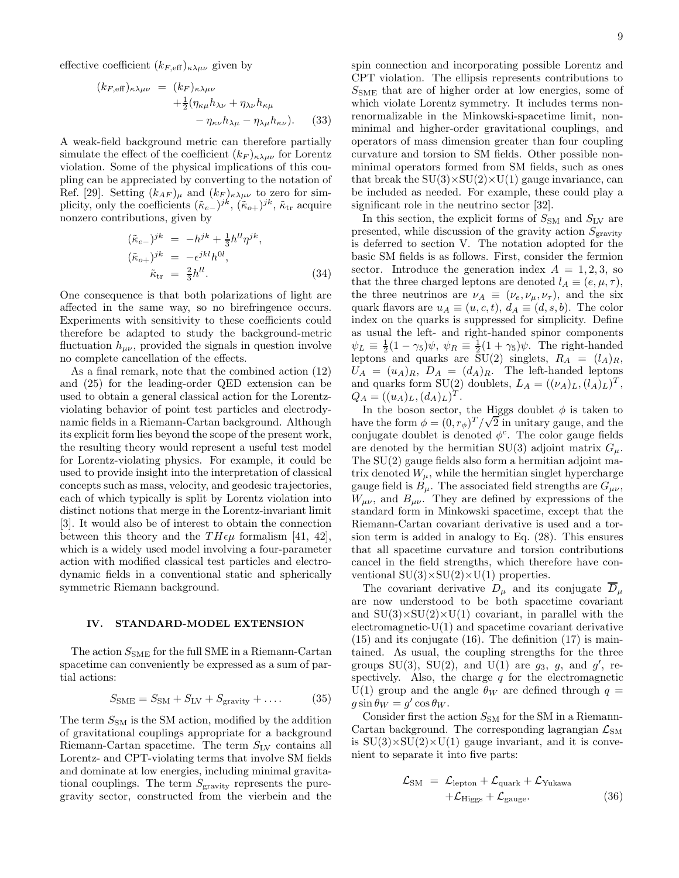effective coefficient $(k_{F,\rm eff})_{\kappa\lambda\mu\nu}$ given by

$$
\begin{aligned}
(k_{F,\rm eff})_{\kappa\lambda\mu\nu} &= (k_F)_{\kappa\lambda\mu\nu} \\
&\quad +\tfrac{1}{2}(\eta_{\kappa\mu}h_{\lambda\nu}+\eta_{\lambda\nu}h_{\kappa\mu} \\
&\qquad -\eta_{\kappa\nu}h_{\lambda\mu}-\eta_{\lambda\mu}h_{\kappa\nu}). \qquad (33)
\end{aligned}
$$

A weak-field background metric can therefore partially simulate the effect of the coefficient $(k_F)_{\kappa\lambda\mu\nu}$ for Lorentz violation. Some of the physical implications of this coupling can be appreciated by converting to the notation of Ref. [29]. Setting $(k_{AF})_\mu$ and $(k_F)_{\kappa\lambda\mu\nu}$ to zero for simplicity, only the coefficients $(\tilde\kappa_{e-})^{jk}$, $(\tilde\kappa_{o+})^{jk}$, $\tilde\kappa_{\rm tr}$ acquire nonzero contributions, given by

$$
\begin{aligned}
(\tilde\kappa_{e-})^{jk} &= -h^{jk}+\tfrac{1}{3}h^{ll}\eta^{jk}, \\
(\tilde\kappa_{o+})^{jk} &= -\epsilon^{jkl}h^{0l}, \\
\tilde\kappa_{\rm tr} &= \tfrac{2}{3}h^{ll}. \qquad (34)
\end{aligned}
$$

One consequence is that both polarizations of light are affected in the same way, so no birefringence occurs. Experiments with sensitivity to these coefficients could therefore be adapted to study the background-metric fluctuation $h_{\mu\nu}$, provided the signals in question involve no complete cancellation of the effects.

As a final remark, note that the combined action (12) and (25) for the leading-order QED extension can be used to obtain a general classical action for the Lorentz-violating behavior of point test particles and electrodynamic fields in a Riemann-Cartan background. Although its explicit form lies beyond the scope of the present work, the resulting theory would represent a useful test model for Lorentz-violating physics. For example, it could be used to provide insight into the interpretation of classical concepts such as mass, velocity, and geodesic trajectories, each of which typically is split by Lorentz violation into distinct notions that merge in the Lorentz-invariant limit [3]. It would also be of interest to obtain the connection between this theory and the $TH\epsilon\mu$ formalism [41, 42], which is a widely used model involving a four-parameter action with modified classical test particles and electrodynamic fields in a conventional static and spherically symmetric Riemann background.

## IV. STANDARD-MODEL EXTENSION

The action $S_{\rm SME}$ for the full SME in a Riemann-Cartan spacetime can conveniently be expressed as a sum of partial actions:

$$
S_{\rm SME} = S_{\rm SM} + S_{\rm LV} + S_{\rm gravity} + \ldots . \qquad (35)
$$

The term $S_{\rm SM}$ is the SM action, modified by the addition of gravitational couplings appropriate for a background Riemann-Cartan spacetime. The term $S_{\rm LV}$ contains all Lorentz- and CPT-violating terms that involve SM fields and dominate at low energies, including minimal gravitational couplings. The term $S_{\rm gravity}$ represents the pure-gravity sector, constructed from the vierbein and the spin connection and incorporating possible Lorentz and CPT violation. The ellipsis represents contributions to $S_{\rm SME}$ that are of higher order at low energies, some of which violate Lorentz symmetry. It includes terms non-renormalizable in the Minkowski-spacetime limit, non-minimal and higher-order gravitational couplings, and operators of mass dimension greater than four coupling curvature and torsion to SM fields. Other possible non-minimal operators formed from SM fields, such as ones that break the SU(3)×SU(2)×U(1) gauge invariance, can be included as needed. For example, these could play a significant role in the neutrino sector [32].

In this section, the explicit forms of $S_{\rm SM}$ and $S_{\rm LV}$ are presented, while discussion of the gravity action $S_{\rm gravity}$ is deferred to section V. The notation adopted for the basic SM fields is as follows. First, consider the fermion sector. Introduce the generation index $A = 1, 2, 3$, so that the three charged leptons are denoted $l_A \equiv (e, \mu, \tau)$, the three neutrinos are $\nu_A \equiv (\nu_e, \nu_\mu, \nu_\tau)$, and the six quark flavors are $u_A \equiv (u, c, t)$, $d_A \equiv (d, s, b)$. The color index on the quarks is suppressed for simplicity. Define as usual the left- and right-handed spinor components $\psi_L \equiv \frac{1}{2}(1-\gamma_5)\psi$, $\psi_R \equiv \frac{1}{2}(1+\gamma_5)\psi$. The right-handed leptons and quarks are SU(2) singlets, $R_A = (l_A)_R$, $U_A = (u_A)_R$, $D_A = (d_A)_R$. The left-handed leptons and quarks form SU(2) doublets, $L_A = ((\nu_A)_L, (l_A)_L)^T$, $Q_A = ((u_A)_L, (d_A)_L)^T$.

In the boson sector, the Higgs doublet $\phi$ is taken to have the form $\phi = (0, r_\phi)^T/\sqrt{2}$ in unitary gauge, and the conjugate doublet is denoted $\phi^c$. The color gauge fields are denoted by the hermitian SU(3) adjoint matrix $G_\mu$. The SU(2) gauge fields also form a hermitian adjoint matrix denoted $W_\mu$, while the hermitian singlet hypercharge gauge field is $B_\mu$. The associated field strengths are $G_{\mu\nu}$, $W_{\mu\nu}$, and $B_{\mu\nu}$. They are defined by expressions of the standard form in Minkowski spacetime, except that the Riemann-Cartan covariant derivative is used and a torsion term is added in analogy to Eq. (28). This ensures that all spacetime curvature and torsion contributions cancel in the field strengths, which therefore have conventional SU(3)×SU(2)×U(1) properties.

The covariant derivative $D_\mu$ and its conjugate $\overline{D}_\mu$ are now understood to be both spacetime covariant and SU(3)×SU(2)×U(1) covariant, in parallel with the electromagnetic-U(1) and spacetime covariant derivative (15) and its conjugate (16). The definition (17) is maintained. As usual, the coupling strengths for the three groups SU(3), SU(2), and U(1) are $g_3$, $g$, and $g'$, respectively. Also, the charge $q$ for the electromagnetic U(1) group and the angle $\theta_W$ are defined through $q = g\sin\theta_W = g'\cos\theta_W$.

Consider first the action $S_{\rm SM}$ for the SM in a Riemann-Cartan background. The corresponding lagrangian $\mathcal{L}_{\rm SM}$ is SU(3)×SU(2)×U(1) gauge invariant, and it is convenient to separate it into five parts:

$$
\begin{aligned}
\mathcal{L}_{\rm SM} &= \mathcal{L}_{\rm lepton} + \mathcal{L}_{\rm quark} + \mathcal{L}_{\rm Yukawa} \\
&\quad + \mathcal{L}_{\rm Higgs} + \mathcal{L}_{\rm gauge}. \qquad (36)
\end{aligned}
$$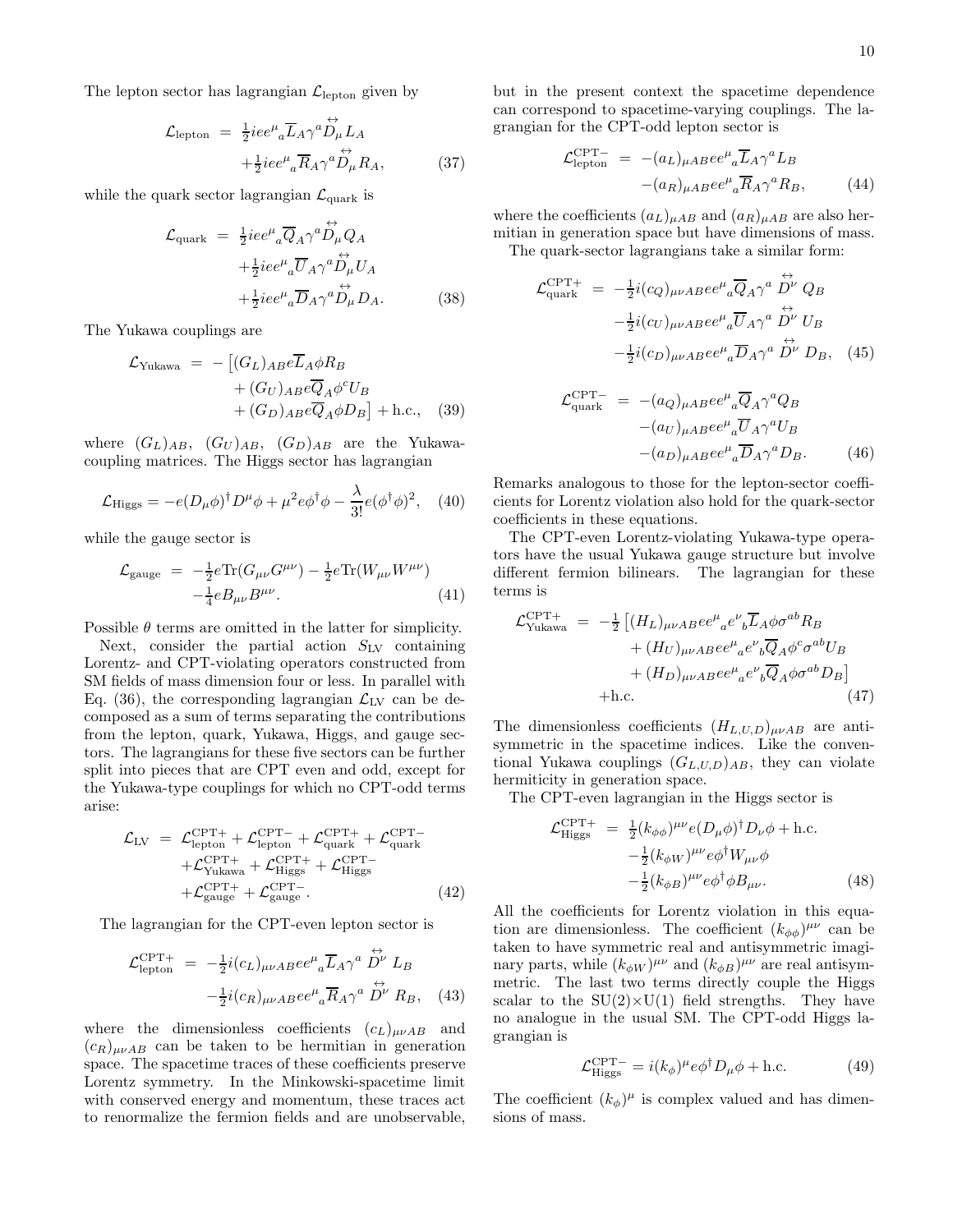The lepton sector has lagrangian $\mathcal{L}_{\rm lepton}$ given by

$$
\begin{aligned}
\mathcal{L}_{\rm lepton} &= \tfrac{1}{2} i e e^\mu{}_a \overline{L}_A \gamma^a \overset{\leftrightarrow}{D}_\mu L_A \\
&\quad + \tfrac{1}{2} i e e^\mu{}_a \overline{R}_A \gamma^a \overset{\leftrightarrow}{D}_\mu R_A,
\end{aligned} \tag{37}
$$

while the quark sector lagrangian $\mathcal{L}_{\rm quark}$ is

$$
\begin{aligned}
\mathcal{L}_{\rm quark} &= \tfrac{1}{2} i e e^\mu{}_a \overline{Q}_A \gamma^a \overset{\leftrightarrow}{D}_\mu Q_A \\
&\quad + \tfrac{1}{2} i e e^\mu{}_a \overline{U}_A \gamma^a \overset{\leftrightarrow}{D}_\mu U_A \\
&\quad + \tfrac{1}{2} i e e^\mu{}_a \overline{D}_A \gamma^a \overset{\leftrightarrow}{D}_\mu D_A.
\end{aligned} \tag{38}
$$

The Yukawa couplings are

$$
\begin{aligned}
\mathcal{L}_{\rm Yukawa} &= -\big[(G_L)_{AB} e \overline{L}_A \phi R_B \\
&\quad + (G_U)_{AB} e \overline{Q}_A \phi^c U_B \\
&\quad + (G_D)_{AB} e \overline{Q}_A \phi D_B\big] + \text{h.c.},
\end{aligned} \tag{39}
$$

where $(G_L)_{AB}$, $(G_U)_{AB}$, $(G_D)_{AB}$ are the Yukawa-coupling matrices. The Higgs sector has lagrangian

$$
\mathcal{L}_{\rm Higgs} = -e (D_\mu \phi)^\dagger D^\mu \phi + \mu^2 e \phi^\dagger \phi - \frac{\lambda}{3!} e (\phi^\dagger \phi)^2, \tag{40}
$$

while the gauge sector is

$$
\begin{aligned}
\mathcal{L}_{\rm gauge} &= -\tfrac{1}{2} e \,{\rm Tr}(G_{\mu\nu} G^{\mu\nu}) - \tfrac{1}{2} e \,{\rm Tr}(W_{\mu\nu} W^{\mu\nu}) \\
&\quad - \tfrac{1}{4} e B_{\mu\nu} B^{\mu\nu}.
\end{aligned} \tag{41}
$$

Possible $\theta$ terms are omitted in the latter for simplicity.

Next, consider the partial action $S_{\rm LV}$ containing Lorentz- and CPT-violating operators constructed from SM fields of mass dimension four or less. In parallel with Eq. (36), the corresponding lagrangian $\mathcal{L}_{\rm LV}$ can be decomposed as a sum of terms separating the contributions from the lepton, quark, Yukawa, Higgs, and gauge sectors. The lagrangians for these five sectors can be further split into pieces that are CPT even and odd, except for the Yukawa-type couplings for which no CPT-odd terms arise:

$$
\begin{aligned}
\mathcal{L}_{\rm LV} &= \mathcal{L}^{\rm CPT+}_{\rm lepton} + \mathcal{L}^{\rm CPT-}_{\rm lepton} + \mathcal{L}^{\rm CPT+}_{\rm quark} + \mathcal{L}^{\rm CPT-}_{\rm quark} \\
&\quad + \mathcal{L}^{\rm CPT+}_{\rm Yukawa} + \mathcal{L}^{\rm CPT+}_{\rm Higgs} + \mathcal{L}^{\rm CPT-}_{\rm Higgs} \\
&\quad + \mathcal{L}^{\rm CPT+}_{\rm gauge} + \mathcal{L}^{\rm CPT-}_{\rm gauge}.
\end{aligned} \tag{42}
$$

The lagrangian for the CPT-even lepton sector is

$$
\begin{aligned}
\mathcal{L}^{\rm CPT+}_{\rm lepton} &= -\tfrac{1}{2} i (c_L)_{\mu\nu AB} e e^\mu{}_a \overline{L}_A \gamma^a \overset{\leftrightarrow}{D^\nu} L_B \\
&\quad - \tfrac{1}{2} i (c_R)_{\mu\nu AB} e e^\mu{}_a \overline{R}_A \gamma^a \overset{\leftrightarrow}{D^\nu} R_B,
\end{aligned} \tag{43}
$$

where the dimensionless coefficients $(c_L)_{\mu\nu AB}$ and $(c_R)_{\mu\nu AB}$ can be taken to be hermitian in generation space. The spacetime traces of these coefficients preserve Lorentz symmetry. In the Minkowski-spacetime limit with conserved energy and momentum, these traces act to renormalize the fermion fields and are unobservable, but in the present context the spacetime dependence can correspond to spacetime-varying couplings. The lagrangian for the CPT-odd lepton sector is

$$
\begin{aligned}
\mathcal{L}^{\rm CPT-}_{\rm lepton} &= -(a_L)_{\mu AB} e e^\mu{}_a \overline{L}_A \gamma^a L_B \\
&\quad - (a_R)_{\mu AB} e e^\mu{}_a \overline{R}_A \gamma^a R_B,
\end{aligned} \tag{44}
$$

where the coefficients $(a_L)_{\mu AB}$ and $(a_R)_{\mu AB}$ are also hermitian in generation space but have dimensions of mass.

The quark-sector lagrangians take a similar form:

$$
\begin{aligned}
\mathcal{L}^{\rm CPT+}_{\rm quark} &= -\tfrac{1}{2} i (c_Q)_{\mu\nu AB} e e^\mu{}_a \overline{Q}_A \gamma^a \overset{\leftrightarrow}{D^\nu} Q_B \\
&\quad - \tfrac{1}{2} i (c_U)_{\mu\nu AB} e e^\mu{}_a \overline{U}_A \gamma^a \overset{\leftrightarrow}{D^\nu} U_B \\
&\quad - \tfrac{1}{2} i (c_D)_{\mu\nu AB} e e^\mu{}_a \overline{D}_A \gamma^a \overset{\leftrightarrow}{D^\nu} D_B,
\end{aligned} \tag{45}
$$

$$
\begin{aligned}
\mathcal{L}^{\rm CPT-}_{\rm quark} &= -(a_Q)_{\mu AB} e e^\mu{}_a \overline{Q}_A \gamma^a Q_B \\
&\quad - (a_U)_{\mu AB} e e^\mu{}_a \overline{U}_A \gamma^a U_B \\
&\quad - (a_D)_{\mu AB} e e^\mu{}_a \overline{D}_A \gamma^a D_B.
\end{aligned} \tag{46}
$$

Remarks analogous to those for the lepton-sector coefficients for Lorentz violation also hold for the quark-sector coefficients in these equations.

The CPT-even Lorentz-violating Yukawa-type operators have the usual Yukawa gauge structure but involve different fermion bilinears. The lagrangian for these terms is

$$
\begin{aligned}
\mathcal{L}^{\rm CPT+}_{\rm Yukawa} &= -\tfrac{1}{2} \big[(H_L)_{\mu\nu AB} e e^\mu{}_a e^\nu{}_b \overline{L}_A \phi \sigma^{ab} R_B \\
&\quad + (H_U)_{\mu\nu AB} e e^\mu{}_a e^\nu{}_b \overline{Q}_A \phi^c \sigma^{ab} U_B \\
&\quad + (H_D)_{\mu\nu AB} e e^\mu{}_a e^\nu{}_b \overline{Q}_A \phi \sigma^{ab} D_B\big] \\
&\quad + \text{h.c.}
\end{aligned} \tag{47}
$$

The dimensionless coefficients $(H_{L,U,D})_{\mu\nu AB}$ are antisymmetric in the spacetime indices. Like the conventional Yukawa couplings $(G_{L,U,D})_{AB}$, they can violate hermiticity in generation space.

The CPT-even lagrangian in the Higgs sector is

$$
\begin{aligned}
\mathcal{L}^{\rm CPT+}_{\rm Higgs} &= \tfrac{1}{2} (k_{\phi\phi})^{\mu\nu} e (D_\mu \phi)^\dagger D_\nu \phi + \text{h.c.} \\
&\quad - \tfrac{1}{2} (k_{\phi W})^{\mu\nu} e \phi^\dagger W_{\mu\nu} \phi \\
&\quad - \tfrac{1}{2} (k_{\phi B})^{\mu\nu} e \phi^\dagger \phi B_{\mu\nu}.
\end{aligned} \tag{48}
$$

All the coefficients for Lorentz violation in this equation are dimensionless. The coefficient $(k_{\phi\phi})^{\mu\nu}$ can be taken to have symmetric real and antisymmetric imaginary parts, while $(k_{\phi W})^{\mu\nu}$ and $(k_{\phi B})^{\mu\nu}$ are real antisymmetric. The last two terms directly couple the Higgs scalar to the SU(2)×U(1) field strengths. They have no analogue in the usual SM. The CPT-odd Higgs lagrangian is

$$
\mathcal{L}^{\rm CPT-}_{\rm Higgs} = i (k_\phi)^\mu e \phi^\dagger D_\mu \phi + \text{h.c.} \tag{49}
$$

The coefficient $(k_\phi)^\mu$ is complex valued and has dimensions of mass.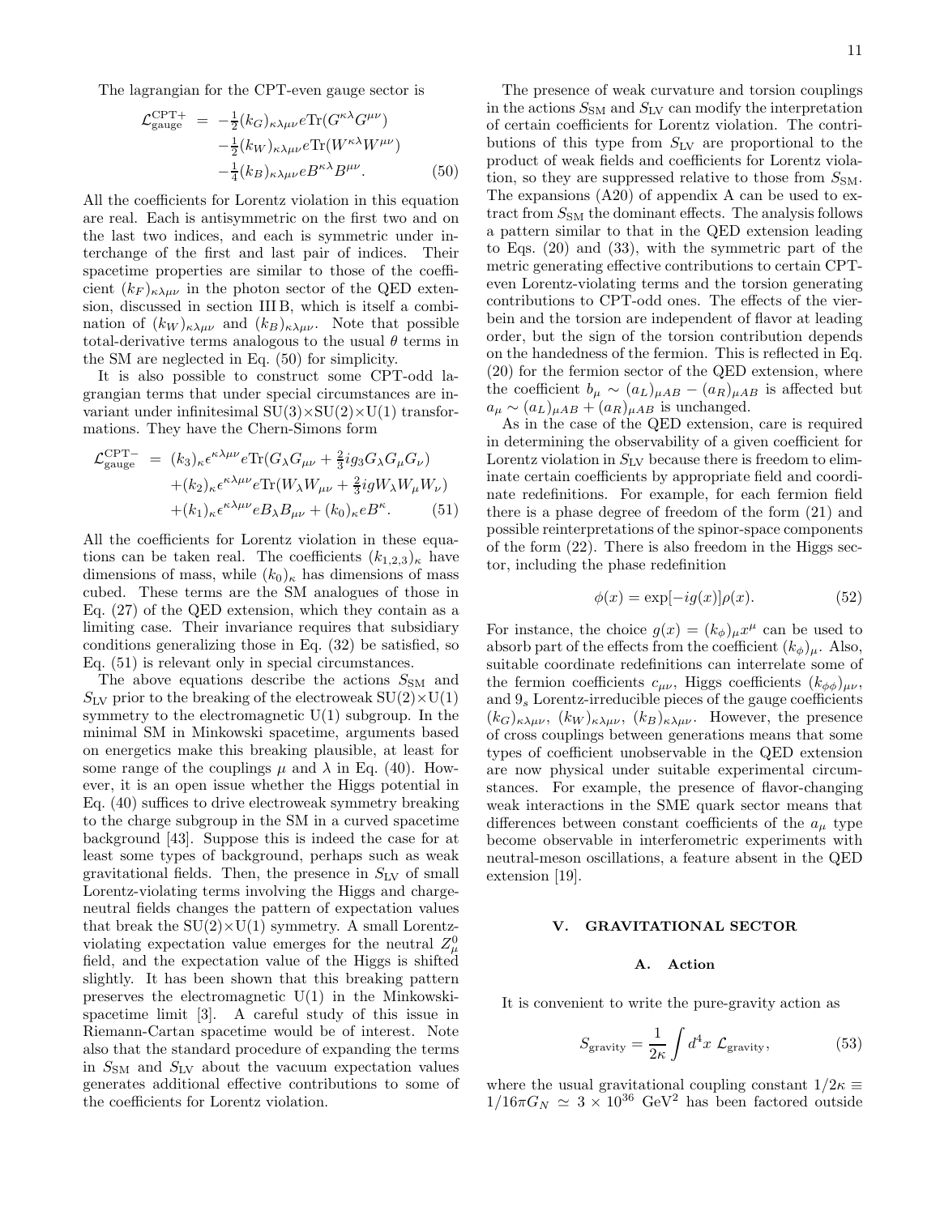The lagrangian for the CPT-even gauge sector is

$$
\begin{aligned}
\mathcal{L}^{\rm CPT+}_{\rm gauge} &= -\tfrac{1}{2}(k_G)_{\kappa\lambda\mu\nu} e {\rm Tr}(G^{\kappa\lambda}G^{\mu\nu}) \\
&\quad -\tfrac{1}{2}(k_W)_{\kappa\lambda\mu\nu} e {\rm Tr}(W^{\kappa\lambda}W^{\mu\nu}) \\
&\quad -\tfrac{1}{4}(k_B)_{\kappa\lambda\mu\nu} e B^{\kappa\lambda}B^{\mu\nu}. \qquad (50)
\end{aligned}
$$

All the coefficients for Lorentz violation in this equation are real. Each is antisymmetric on the first two and on the last two indices, and each is symmetric under interchange of the first and last pair of indices. Their spacetime properties are similar to those of the coefficient $(k_F)_{\kappa\lambda\mu\nu}$ in the photon sector of the QED extension, discussed in section III B, which is itself a combination of $(k_W)_{\kappa\lambda\mu\nu}$ and $(k_B)_{\kappa\lambda\mu\nu}$. Note that possible total-derivative terms analogous to the usual $\theta$ terms in the SM are neglected in Eq. (50) for simplicity.

It is also possible to construct some CPT-odd lagrangian terms that under special circumstances are invariant under infinitesimal SU(3)×SU(2)×U(1) transformations. They have the Chern-Simons form

$$
\begin{aligned}
\mathcal{L}^{\rm CPT-}_{\rm gauge} &= (k_3)_\kappa \epsilon^{\kappa\lambda\mu\nu} e {\rm Tr}(G_\lambda G_{\mu\nu} + \tfrac{2}{3} i g_3 G_\lambda G_\mu G_\nu) \\
&\quad + (k_2)_\kappa \epsilon^{\kappa\lambda\mu\nu} e {\rm Tr}(W_\lambda W_{\mu\nu} + \tfrac{2}{3} i g W_\lambda W_\mu W_\nu) \\
&\quad + (k_1)_\kappa \epsilon^{\kappa\lambda\mu\nu} e B_\lambda B_{\mu\nu} + (k_0)_\kappa e B^\kappa. \qquad (51)
\end{aligned}
$$

All the coefficients for Lorentz violation in these equations can be taken real. The coefficients $(k_{1,2,3})_\kappa$ have dimensions of mass, while $(k_0)_\kappa$ has dimensions of mass cubed. These terms are the SM analogues of those in Eq. (27) of the QED extension, which they contain as a limiting case. Their invariance requires that subsidiary conditions generalizing those in Eq. (32) be satisfied, so Eq. (51) is relevant only in special circumstances.

The above equations describe the actions $S_{\rm SM}$ and $S_{\rm LV}$ prior to the breaking of the electroweak SU(2)×U(1) symmetry to the electromagnetic U(1) subgroup. In the minimal SM in Minkowski spacetime, arguments based on energetics make this breaking plausible, at least for some range of the couplings $\mu$ and $\lambda$ in Eq. (40). However, it is an open issue whether the Higgs potential in Eq. (40) suffices to drive electroweak symmetry breaking to the charge subgroup in the SM in a curved spacetime background [43]. Suppose this is indeed the case for at least some types of background, perhaps such as weak gravitational fields. Then, the presence in $S_{\rm LV}$ of small Lorentz-violating terms involving the Higgs and charge-neutral fields changes the pattern of expectation values that break the SU(2)×U(1) symmetry. A small Lorentz-violating expectation value emerges for the neutral $Z^0_\mu$ field, and the expectation value of the Higgs is shifted slightly. It has been shown that this breaking pattern preserves the electromagnetic U(1) in the Minkowski-spacetime limit [3]. A careful study of this issue in Riemann-Cartan spacetime would be of interest. Note also that the standard procedure of expanding the terms in $S_{\rm SM}$ and $S_{\rm LV}$ about the vacuum expectation values generates additional effective contributions to some of the coefficients for Lorentz violation.

The presence of weak curvature and torsion couplings in the actions $S_{\rm SM}$ and $S_{\rm LV}$ can modify the interpretation of certain coefficients for Lorentz violation. The contributions of this type from $S_{\rm LV}$ are proportional to the product of weak fields and coefficients for Lorentz violation, so they are suppressed relative to those from $S_{\rm SM}$. The expansions (A20) of appendix A can be used to extract from $S_{\rm SM}$ the dominant effects. The analysis follows a pattern similar to that in the QED extension leading to Eqs. (20) and (33), with the symmetric part of the metric generating effective contributions to certain CPT-even Lorentz-violating terms and the torsion generating contributions to CPT-odd ones. The effects of the vierbein and the torsion are independent of flavor at leading order, but the sign of the torsion contribution depends on the handedness of the fermion. This is reflected in Eq. (20) for the fermion sector of the QED extension, where the coefficient $b_\mu \sim (a_L)_{\mu AB} - (a_R)_{\mu AB}$ is affected but $a_\mu \sim (a_L)_{\mu AB} + (a_R)_{\mu AB}$ is unchanged.

As in the case of the QED extension, care is required in determining the observability of a given coefficient for Lorentz violation in $S_{\rm LV}$ because there is freedom to eliminate certain coefficients by appropriate field and coordinate redefinitions. For example, for each fermion field there is a phase degree of freedom of the form (21) and possible reinterpretations of the spinor-space components of the form (22). There is also freedom in the Higgs sector, including the phase redefinition

$$
\phi(x) = \exp[-ig(x)]\rho(x). \qquad (52)
$$

For instance, the choice $g(x) = (k_\phi)_\mu x^\mu$ can be used to absorb part of the effects from the coefficient $(k_\phi)_\mu$. Also, suitable coordinate redefinitions can interrelate some of the fermion coefficients $c_{\mu\nu}$, Higgs coefficients $(k_{\phi\phi})_{\mu\nu}$, and $9_s$ Lorentz-irreducible pieces of the gauge coefficients $(k_G)_{\kappa\lambda\mu\nu}$, $(k_W)_{\kappa\lambda\mu\nu}$, $(k_B)_{\kappa\lambda\mu\nu}$. However, the presence of cross couplings between generations means that some types of coefficient unobservable in the QED extension are now physical under suitable experimental circumstances. For example, the presence of flavor-changing weak interactions in the SME quark sector means that differences between constant coefficients of the $a_\mu$ type become observable in interferometric experiments with neutral-meson oscillations, a feature absent in the QED extension [19].

## V. GRAVITATIONAL SECTOR

### A. Action

It is convenient to write the pure-gravity action as

$$
S_{\rm gravity} = \frac{1}{2\kappa} \int d^4x \; \mathcal{L}_{\rm gravity}, \qquad (53)
$$

where the usual gravitational coupling constant $1/2\kappa \equiv 1/16\pi G_N \simeq 3 \times 10^{36}$ GeV$^2$ has been factored outside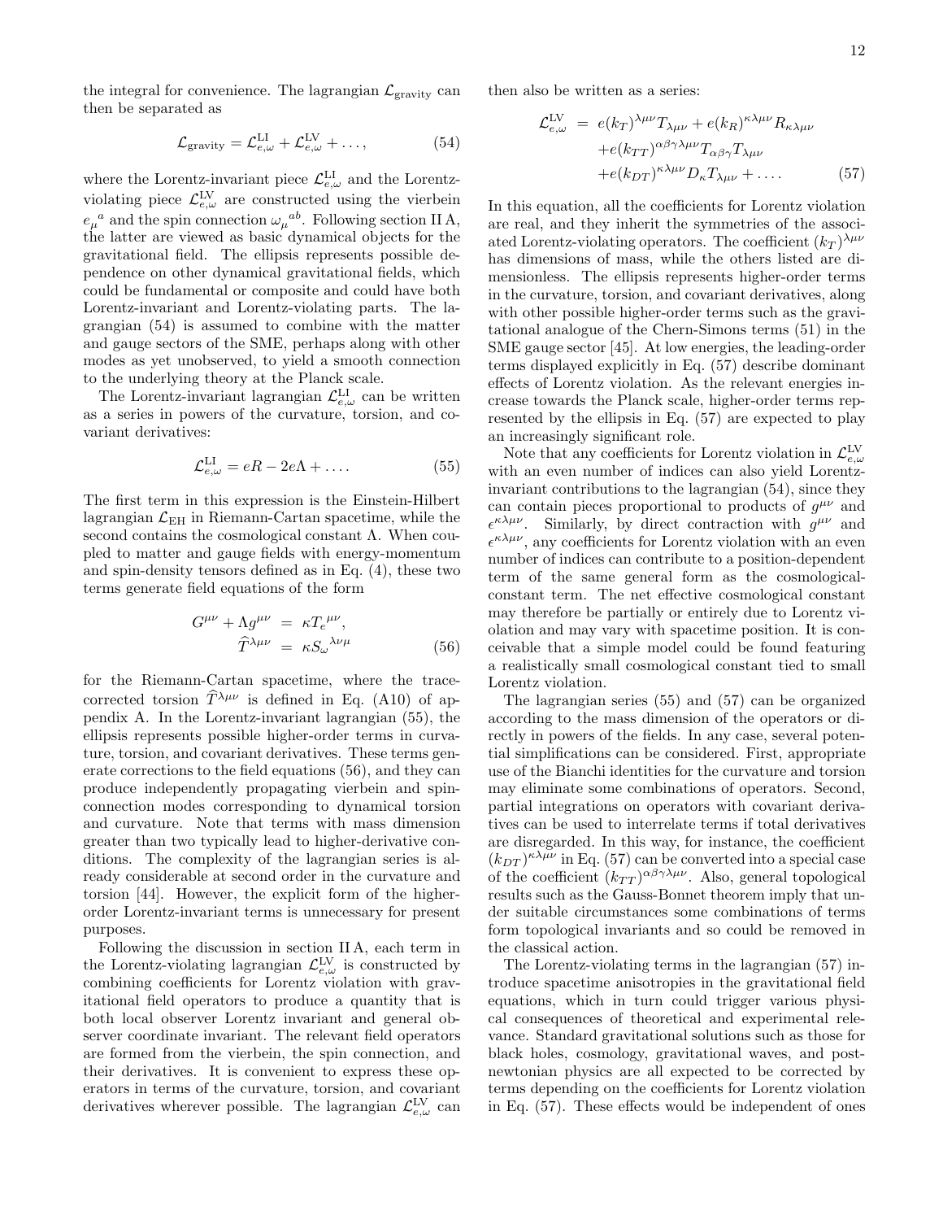the integral for convenience. The lagrangian $\mathcal{L}_{\rm gravity}$ can then be separated as

$$\mathcal{L}_{\rm gravity} = \mathcal{L}^{\rm LI}_{e,\omega} + \mathcal{L}^{\rm LV}_{e,\omega} + \ldots, \qquad (54)$$

where the Lorentz-invariant piece $\mathcal{L}^{\rm LI}_{e,\omega}$ and the Lorentz-violating piece $\mathcal{L}^{\rm LV}_{e,\omega}$ are constructed using the vierbein ${e_\mu}^a$ and the spin connection ${\omega_\mu}^{ab}$. Following section II A, the latter are viewed as basic dynamical objects for the gravitational field. The ellipsis represents possible dependence on other dynamical gravitational fields, which could be fundamental or composite and could have both Lorentz-invariant and Lorentz-violating parts. The lagrangian (54) is assumed to combine with the matter and gauge sectors of the SME, perhaps along with other modes as yet unobserved, to yield a smooth connection to the underlying theory at the Planck scale.

The Lorentz-invariant lagrangian $\mathcal{L}^{\rm LI}_{e,\omega}$ can be written as a series in powers of the curvature, torsion, and covariant derivatives:

$$\mathcal{L}^{\rm LI}_{e,\omega} = eR - 2e\Lambda + \ldots. \qquad (55)$$

The first term in this expression is the Einstein-Hilbert lagrangian $\mathcal{L}_{\rm EH}$ in Riemann-Cartan spacetime, while the second contains the cosmological constant $\Lambda$. When coupled to matter and gauge fields with energy-momentum and spin-density tensors defined as in Eq. (4), these two terms generate field equations of the form

$$\begin{aligned} G^{\mu\nu} + \Lambda g^{\mu\nu} &= \kappa {T_e}^{\mu\nu}, \\ \widehat{T}^{\lambda\mu\nu} &= \kappa {S_\omega}^{\lambda\nu\mu} \end{aligned} \qquad (56)$$

for the Riemann-Cartan spacetime, where the trace-corrected torsion $\widehat{T}^{\lambda\mu\nu}$ is defined in Eq. (A10) of appendix A. In the Lorentz-invariant lagrangian (55), the ellipsis represents possible higher-order terms in curvature, torsion, and covariant derivatives. These terms generate corrections to the field equations (56), and they can produce independently propagating vierbein and spin-connection modes corresponding to dynamical torsion and curvature. Note that terms with mass dimension greater than two typically lead to higher-derivative conditions. The complexity of the lagrangian series is already considerable at second order in the curvature and torsion [44]. However, the explicit form of the higher-order Lorentz-invariant terms is unnecessary for present purposes.

Following the discussion in section II A, each term in the Lorentz-violating lagrangian $\mathcal{L}^{\rm LV}_{e,\omega}$ is constructed by combining coefficients for Lorentz violation with gravitational field operators to produce a quantity that is both local observer Lorentz invariant and general observer coordinate invariant. The relevant field operators are formed from the vierbein, the spin connection, and their derivatives. It is convenient to express these operators in terms of the curvature, torsion, and covariant derivatives wherever possible. The lagrangian $\mathcal{L}^{\rm LV}_{e,\omega}$ can then also be written as a series:

$$\begin{aligned} \mathcal{L}^{\rm LV}_{e,\omega} &= e(k_T)^{\lambda\mu\nu} T_{\lambda\mu\nu} + e(k_R)^{\kappa\lambda\mu\nu} R_{\kappa\lambda\mu\nu} \\ &\quad + e(k_{TT})^{\alpha\beta\gamma\lambda\mu\nu} T_{\alpha\beta\gamma} T_{\lambda\mu\nu} \\ &\quad + e(k_{DT})^{\kappa\lambda\mu\nu} D_\kappa T_{\lambda\mu\nu} + \ldots. \end{aligned} \qquad (57)$$

In this equation, all the coefficients for Lorentz violation are real, and they inherit the symmetries of the associated Lorentz-violating operators. The coefficient $(k_T)^{\lambda\mu\nu}$ has dimensions of mass, while the others listed are dimensionless. The ellipsis represents higher-order terms in the curvature, torsion, and covariant derivatives, along with other possible higher-order terms such as the gravitational analogue of the Chern-Simons terms (51) in the SME gauge sector [45]. At low energies, the leading-order terms displayed explicitly in Eq. (57) describe dominant effects of Lorentz violation. As the relevant energies increase towards the Planck scale, higher-order terms represented by the ellipsis in Eq. (57) are expected to play an increasingly significant role.

Note that any coefficients for Lorentz violation in $\mathcal{L}^{\rm LV}_{e,\omega}$ with an even number of indices can also yield Lorentz-invariant contributions to the lagrangian (54), since they can contain pieces proportional to products of $g^{\mu\nu}$ and $\epsilon^{\kappa\lambda\mu\nu}$. Similarly, by direct contraction with $g^{\mu\nu}$ and $\epsilon^{\kappa\lambda\mu\nu}$, any coefficients for Lorentz violation with an even number of indices can contribute to a position-dependent term of the same general form as the cosmological-constant term. The net effective cosmological constant may therefore be partially or entirely due to Lorentz violation and may vary with spacetime position. It is conceivable that a simple model could be found featuring a realistically small cosmological constant tied to small Lorentz violation.

The lagrangian series (55) and (57) can be organized according to the mass dimension of the operators or directly in powers of the fields. In any case, several potential simplifications can be considered. First, appropriate use of the Bianchi identities for the curvature and torsion may eliminate some combinations of operators. Second, partial integrations on operators with covariant derivatives can be used to interrelate terms if total derivatives are disregarded. In this way, for instance, the coefficient $(k_{DT})^{\kappa\lambda\mu\nu}$ in Eq. (57) can be converted into a special case of the coefficient $(k_{TT})^{\alpha\beta\gamma\lambda\mu\nu}$. Also, general topological results such as the Gauss-Bonnet theorem imply that under suitable circumstances some combinations of terms form topological invariants and so could be removed in the classical action.

The Lorentz-violating terms in the lagrangian (57) introduce spacetime anisotropies in the gravitational field equations, which in turn could trigger various physical consequences of theoretical and experimental relevance. Standard gravitational solutions such as those for black holes, cosmology, gravitational waves, and post-newtonian physics are all expected to be corrected by terms depending on the coefficients for Lorentz violation in Eq. (57). These effects would be independent of ones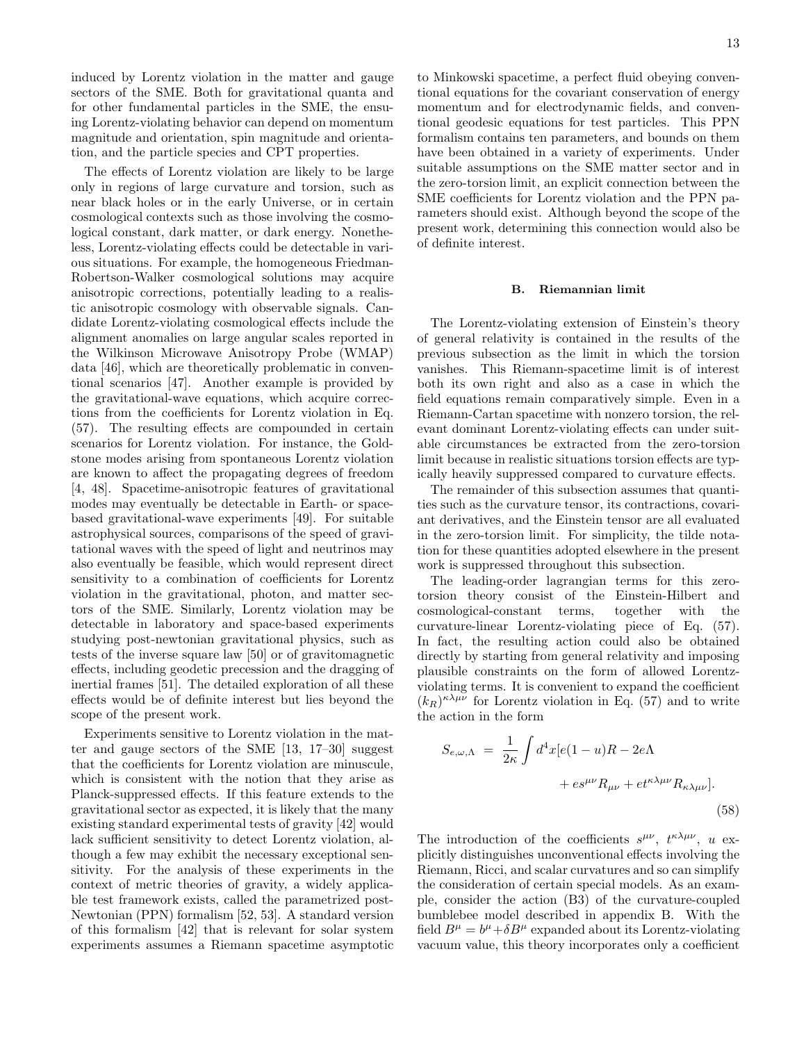induced by Lorentz violation in the matter and gauge sectors of the SME. Both for gravitational quanta and for other fundamental particles in the SME, the ensuing Lorentz-violating behavior can depend on momentum magnitude and orientation, spin magnitude and orientation, and the particle species and CPT properties.

The effects of Lorentz violation are likely to be large only in regions of large curvature and torsion, such as near black holes or in the early Universe, or in certain cosmological contexts such as those involving the cosmological constant, dark matter, or dark energy. Nonetheless, Lorentz-violating effects could be detectable in various situations. For example, the homogeneous Friedman-Robertson-Walker cosmological solutions may acquire anisotropic corrections, potentially leading to a realistic anisotropic cosmology with observable signals. Candidate Lorentz-violating cosmological effects include the alignment anomalies on large angular scales reported in the Wilkinson Microwave Anisotropy Probe (WMAP) data [46], which are theoretically problematic in conventional scenarios [47]. Another example is provided by the gravitational-wave equations, which acquire corrections from the coefficients for Lorentz violation in Eq. (57). The resulting effects are compounded in certain scenarios for Lorentz violation. For instance, the Goldstone modes arising from spontaneous Lorentz violation are known to affect the propagating degrees of freedom [4, 48]. Spacetime-anisotropic features of gravitational modes may eventually be detectable in Earth- or space-based gravitational-wave experiments [49]. For suitable astrophysical sources, comparisons of the speed of gravitational waves with the speed of light and neutrinos may also eventually be feasible, which would represent direct sensitivity to a combination of coefficients for Lorentz violation in the gravitational, photon, and matter sectors of the SME. Similarly, Lorentz violation may be detectable in laboratory and space-based experiments studying post-newtonian gravitational physics, such as tests of the inverse square law [50] or of gravitomagnetic effects, including geodetic precession and the dragging of inertial frames [51]. The detailed exploration of all these effects would be of definite interest but lies beyond the scope of the present work.

Experiments sensitive to Lorentz violation in the matter and gauge sectors of the SME [13, 17–30] suggest that the coefficients for Lorentz violation are minuscule, which is consistent with the notion that they arise as Planck-suppressed effects. If this feature extends to the gravitational sector as expected, it is likely that the many existing standard experimental tests of gravity [42] would lack sufficient sensitivity to detect Lorentz violation, although a few may exhibit the necessary exceptional sensitivity. For the analysis of these experiments in the context of metric theories of gravity, a widely applicable test framework exists, called the parametrized post-Newtonian (PPN) formalism [52, 53]. A standard version of this formalism [42] that is relevant for solar system experiments assumes a Riemann spacetime asymptotic to Minkowski spacetime, a perfect fluid obeying conventional equations for the covariant conservation of energy momentum and for electrodynamic fields, and conventional geodesic equations for test particles. This PPN formalism contains ten parameters, and bounds on them have been obtained in a variety of experiments. Under suitable assumptions on the SME matter sector and in the zero-torsion limit, an explicit connection between the SME coefficients for Lorentz violation and the PPN parameters should exist. Although beyond the scope of the present work, determining this connection would also be of definite interest.

### B. Riemannian limit

The Lorentz-violating extension of Einstein's theory of general relativity is contained in the results of the previous subsection as the limit in which the torsion vanishes. This Riemann-spacetime limit is of interest both its own right and also as a case in which the field equations remain comparatively simple. Even in a Riemann-Cartan spacetime with nonzero torsion, the relevant dominant Lorentz-violating effects can under suitable circumstances be extracted from the zero-torsion limit because in realistic situations torsion effects are typically heavily suppressed compared to curvature effects.

The remainder of this subsection assumes that quantities such as the curvature tensor, its contractions, covariant derivatives, and the Einstein tensor are all evaluated in the zero-torsion limit. For simplicity, the tilde notation for these quantities adopted elsewhere in the present work is suppressed throughout this subsection.

The leading-order lagrangian terms for this zero-torsion theory consist of the Einstein-Hilbert and cosmological-constant terms, together with the curvature-linear Lorentz-violating piece of Eq. (57). In fact, the resulting action could also be obtained directly by starting from general relativity and imposing plausible constraints on the form of allowed Lorentz-violating terms. It is convenient to expand the coefficient $(k_R)^{\kappa\lambda\mu\nu}$ for Lorentz violation in Eq. (57) and to write the action in the form

$$S_{e,\omega,\Lambda} = \frac{1}{2\kappa}\int d^4x[e(1-u)R - 2e\Lambda + es^{\mu\nu}R_{\mu\nu} + et^{\kappa\lambda\mu\nu}R_{\kappa\lambda\mu\nu}]. \tag{58}$$

The introduction of the coefficients $s^{\mu\nu}$, $t^{\kappa\lambda\mu\nu}$, $u$ explicitly distinguishes unconventional effects involving the Riemann, Ricci, and scalar curvatures and so can simplify the consideration of certain special models. As an example, consider the action (B3) of the curvature-coupled bumblebee model described in appendix B. With the field $B^\mu = b^\mu + \delta B^\mu$ expanded about its Lorentz-violating vacuum value, this theory incorporates only a coefficient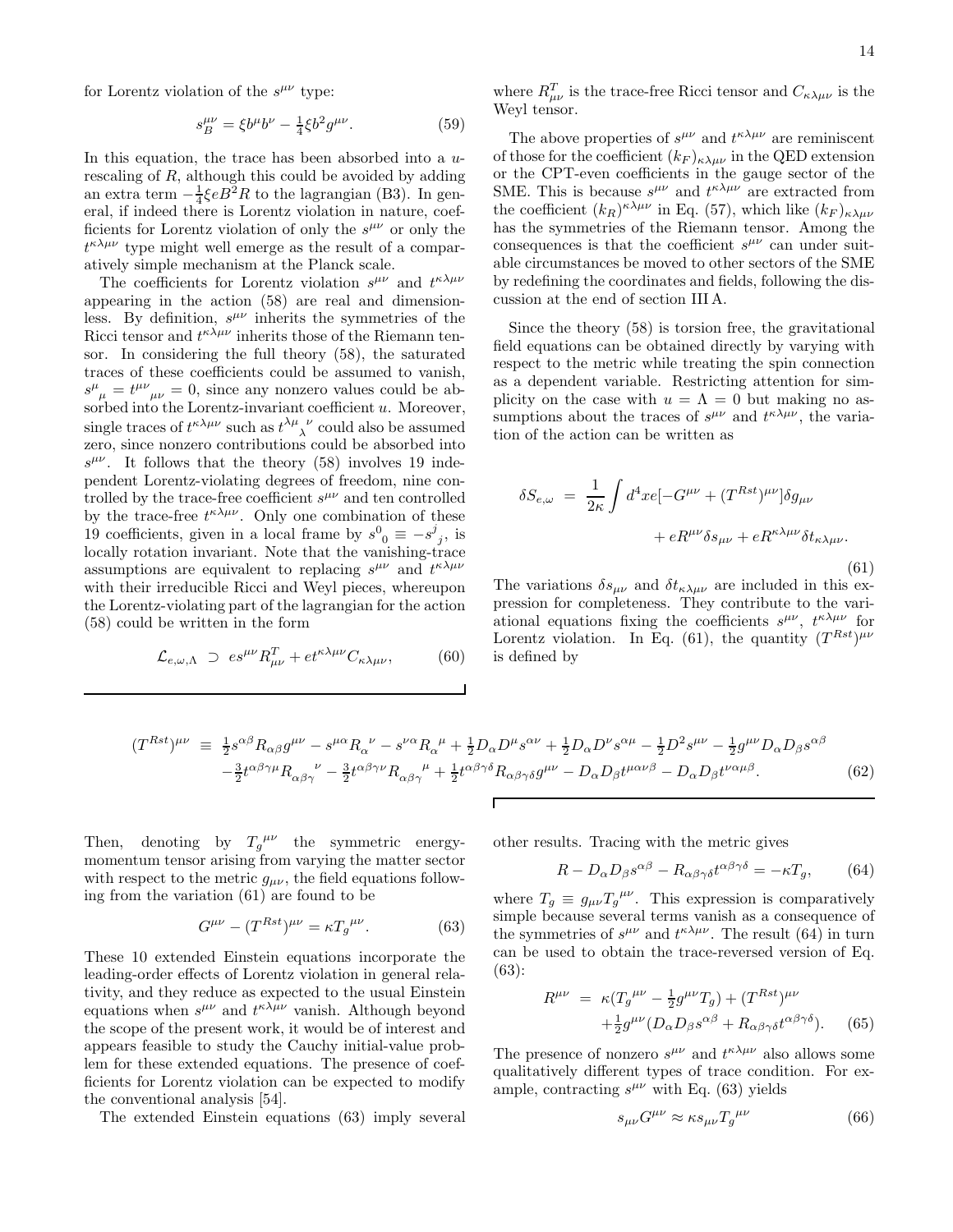for Lorentz violation of the $s^{\mu\nu}$ type:

$$s_B^{\mu\nu} = \xi b^\mu b^\nu - \tfrac{1}{4}\xi b^2 g^{\mu\nu}. \tag{59}$$

In this equation, the trace has been absorbed into a $u$-rescaling of $R$, although this could be avoided by adding an extra term $-\frac{1}{4}\xi e B^2 R$ to the lagrangian (B3). In general, if indeed there is Lorentz violation in nature, coefficients for Lorentz violation of only the $s^{\mu\nu}$ or only the $t^{\kappa\lambda\mu\nu}$ type might well emerge as the result of a comparatively simple mechanism at the Planck scale.

The coefficients for Lorentz violation $s^{\mu\nu}$ and $t^{\kappa\lambda\mu\nu}$ appearing in the action (58) are real and dimensionless. By definition, $s^{\mu\nu}$ inherits the symmetries of the Ricci tensor and $t^{\kappa\lambda\mu\nu}$ inherits those of the Riemann tensor. In considering the full theory (58), the saturated traces of these coefficients could be assumed to vanish, ${s^\mu}_\mu = {t^{\mu\nu}}_{\mu\nu} = 0$, since any nonzero values could be absorbed into the Lorentz-invariant coefficient $u$. Moreover, single traces of $t^{\kappa\lambda\mu\nu}$ such as ${t^{\lambda\mu}}_\lambda{}^\nu$ could also be assumed zero, since nonzero contributions could be absorbed into $s^{\mu\nu}$. It follows that the theory (58) involves 19 independent Lorentz-violating degrees of freedom, nine controlled by the trace-free coefficient $s^{\mu\nu}$ and ten controlled by the trace-free $t^{\kappa\lambda\mu\nu}$. Only one combination of these 19 coefficients, given in a local frame by ${s^0}_0 \equiv -{s^j}_j$, is locally rotation invariant. Note that the vanishing-trace assumptions are equivalent to replacing $s^{\mu\nu}$ and $t^{\kappa\lambda\mu\nu}$ with their irreducible Ricci and Weyl pieces, whereupon the Lorentz-violating part of the lagrangian for the action (58) could be written in the form

$$\mathcal{L}_{e,\omega,\Lambda} \supset e s^{\mu\nu} R^T_{\mu\nu} + e t^{\kappa\lambda\mu\nu} C_{\kappa\lambda\mu\nu}, \tag{60}$$

where $R^T_{\mu\nu}$ is the trace-free Ricci tensor and $C_{\kappa\lambda\mu\nu}$ is the Weyl tensor.

The above properties of $s^{\mu\nu}$ and $t^{\kappa\lambda\mu\nu}$ are reminiscent of those for the coefficient $(k_F)_{\kappa\lambda\mu\nu}$ in the QED extension or the CPT-even coefficients in the gauge sector of the SME. This is because $s^{\mu\nu}$ and $t^{\kappa\lambda\mu\nu}$ are extracted from the coefficient $(k_R)^{\kappa\lambda\mu\nu}$ in Eq. (57), which like $(k_F)_{\kappa\lambda\mu\nu}$ has the symmetries of the Riemann tensor. Among the consequences is that the coefficient $s^{\mu\nu}$ can under suitable circumstances be moved to other sectors of the SME by redefining the coordinates and fields, following the discussion at the end of section III A.

Since the theory (58) is torsion free, the gravitational field equations can be obtained directly by varying with respect to the metric while treating the spin connection as a dependent variable. Restricting attention for simplicity on the case with $u = \Lambda = 0$ but making no assumptions about the traces of $s^{\mu\nu}$ and $t^{\kappa\lambda\mu\nu}$, the variation of the action can be written as

$$\begin{aligned}\delta S_{e,\omega} \; = \; \frac{1}{2\kappa}\int d^4x e[-G^{\mu\nu} + (T^{Rst})^{\mu\nu}]\delta g_{\mu\nu} \\ + e R^{\mu\nu}\delta s_{\mu\nu} + e R^{\kappa\lambda\mu\nu}\delta t_{\kappa\lambda\mu\nu}.\end{aligned} \tag{61}$$

The variations $\delta s_{\mu\nu}$ and $\delta t_{\kappa\lambda\mu\nu}$ are included in this expression for completeness. They contribute to the variational equations fixing the coefficients $s^{\mu\nu}$, $t^{\kappa\lambda\mu\nu}$ for Lorentz violation. In Eq. (61), the quantity $(T^{Rst})^{\mu\nu}$ is defined by

$$\begin{aligned}(T^{Rst})^{\mu\nu} \; \equiv \; & \tfrac{1}{2} s^{\alpha\beta} R_{\alpha\beta} g^{\mu\nu} - s^{\mu\alpha} {R_\alpha}^\nu - s^{\nu\alpha} {R_\alpha}^\mu + \tfrac{1}{2} D_\alpha D^\mu s^{\alpha\nu} + \tfrac{1}{2} D_\alpha D^\nu s^{\alpha\mu} - \tfrac{1}{2} D^2 s^{\mu\nu} - \tfrac{1}{2} g^{\mu\nu} D_\alpha D_\beta s^{\alpha\beta} \\ & - \tfrac{3}{2} t^{\alpha\beta\gamma\mu} {R_{\alpha\beta\gamma}}^\nu - \tfrac{3}{2} t^{\alpha\beta\gamma\nu} {R_{\alpha\beta\gamma}}^\mu + \tfrac{1}{2} t^{\alpha\beta\gamma\delta} R_{\alpha\beta\gamma\delta} g^{\mu\nu} - D_\alpha D_\beta t^{\mu\alpha\nu\beta} - D_\alpha D_\beta t^{\nu\alpha\mu\beta}.\end{aligned} \tag{62}$$

Then, denoting by ${T_g}^{\mu\nu}$ the symmetric energy-momentum tensor arising from varying the matter sector with respect to the metric $g_{\mu\nu}$, the field equations following from the variation (61) are found to be

$$G^{\mu\nu} - (T^{Rst})^{\mu\nu} = \kappa {T_g}^{\mu\nu}. \tag{63}$$

These 10 extended Einstein equations incorporate the leading-order effects of Lorentz violation in general relativity, and they reduce as expected to the usual Einstein equations when $s^{\mu\nu}$ and $t^{\kappa\lambda\mu\nu}$ vanish. Although beyond the scope of the present work, it would be of interest and appears feasible to study the Cauchy initial-value problem for these extended equations. The presence of coefficients for Lorentz violation can be expected to modify the conventional analysis [54].

The extended Einstein equations (63) imply several other results. Tracing with the metric gives

$$R - D_\alpha D_\beta s^{\alpha\beta} - R_{\alpha\beta\gamma\delta} t^{\alpha\beta\gamma\delta} = -\kappa T_g, \tag{64}$$

where $T_g \equiv g_{\mu\nu} {T_g}^{\mu\nu}$. This expression is comparatively simple because several terms vanish as a consequence of the symmetries of $s^{\mu\nu}$ and $t^{\kappa\lambda\mu\nu}$. The result (64) in turn can be used to obtain the trace-reversed version of Eq. (63):

$$\begin{aligned}R^{\mu\nu} \; = \; & \kappa({T_g}^{\mu\nu} - \tfrac{1}{2} g^{\mu\nu} T_g) + (T^{Rst})^{\mu\nu} \\ & + \tfrac{1}{2} g^{\mu\nu}(D_\alpha D_\beta s^{\alpha\beta} + R_{\alpha\beta\gamma\delta} t^{\alpha\beta\gamma\delta}).\end{aligned} \tag{65}$$

The presence of nonzero $s^{\mu\nu}$ and $t^{\kappa\lambda\mu\nu}$ also allows some qualitatively different types of trace condition. For example, contracting $s^{\mu\nu}$ with Eq. (63) yields

$$s_{\mu\nu} G^{\mu\nu} \approx \kappa s_{\mu\nu} {T_g}^{\mu\nu} \tag{66}$$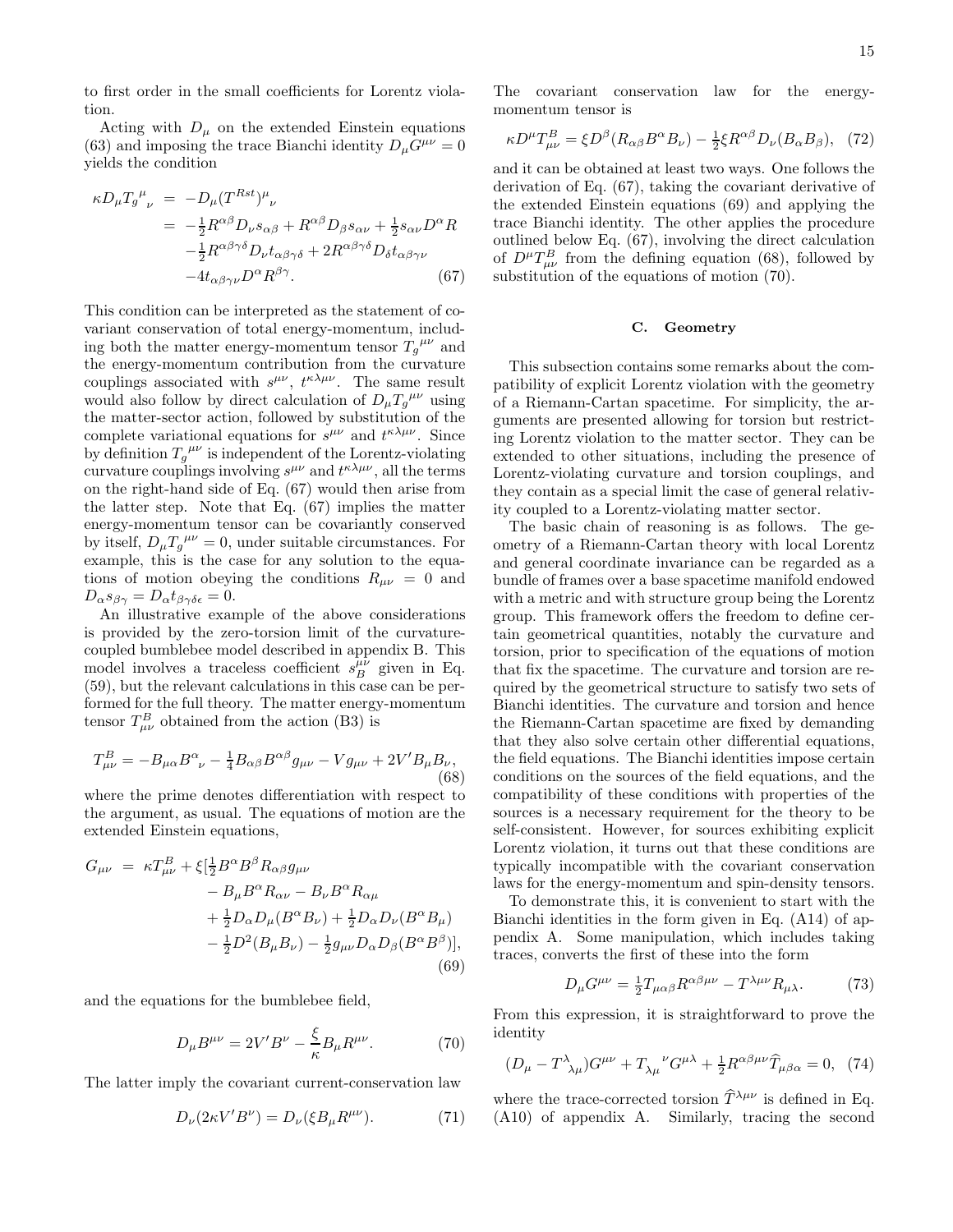to first order in the small coefficients for Lorentz violation.

Acting with $D_\mu$ on the extended Einstein equations (63) and imposing the trace Bianchi identity $D_\mu G^{\mu\nu} = 0$ yields the condition

$$
\begin{aligned}
\kappa D_\mu {T_g}^\mu{}_\nu &= -D_\mu (T^{Rst})^\mu{}_\nu \\
&= -\tfrac{1}{2} R^{\alpha\beta} D_\nu s_{\alpha\beta} + R^{\alpha\beta} D_\beta s_{\alpha\nu} + \tfrac{1}{2} s_{\alpha\nu} D^\alpha R \\
&\quad -\tfrac{1}{2} R^{\alpha\beta\gamma\delta} D_\nu t_{\alpha\beta\gamma\delta} + 2R^{\alpha\beta\gamma\delta} D_\delta t_{\alpha\beta\gamma\nu} \\
&\quad -4 t_{\alpha\beta\gamma\nu} D^\alpha R^{\beta\gamma}. \qquad (67)
\end{aligned}
$$

This condition can be interpreted as the statement of covariant conservation of total energy-momentum, including both the matter energy-momentum tensor ${T_g}^{\mu\nu}$ and the energy-momentum contribution from the curvature couplings associated with $s^{\mu\nu}$, $t^{\kappa\lambda\mu\nu}$. The same result would also follow by direct calculation of $D_\mu {T_g}^{\mu\nu}$ using the matter-sector action, followed by substitution of the complete variational equations for $s^{\mu\nu}$ and $t^{\kappa\lambda\mu\nu}$. Since by definition ${T_g}^{\mu\nu}$ is independent of the Lorentz-violating curvature couplings involving $s^{\mu\nu}$ and $t^{\kappa\lambda\mu\nu}$, all the terms on the right-hand side of Eq. (67) would then arise from the latter step. Note that Eq. (67) implies the matter energy-momentum tensor can be covariantly conserved by itself, $D_\mu {T_g}^{\mu\nu} = 0$, under suitable circumstances. For example, this is the case for any solution to the equations of motion obeying the conditions $R_{\mu\nu} = 0$ and $D_\alpha s_{\beta\gamma} = D_\alpha t_{\beta\gamma\delta\epsilon} = 0$.

An illustrative example of the above considerations is provided by the zero-torsion limit of the curvature-coupled bumblebee model described in appendix B. This model involves a traceless coefficient $s_B^{\mu\nu}$ given in Eq. (59), but the relevant calculations in this case can be performed for the full theory. The matter energy-momentum tensor $T^B_{\mu\nu}$ obtained from the action (B3) is

$$
T^B_{\mu\nu} = -B_{\mu\alpha} B^\alpha{}_\nu - \tfrac{1}{4} B_{\alpha\beta} B^{\alpha\beta} g_{\mu\nu} - V g_{\mu\nu} + 2V' B_\mu B_\nu, \qquad (68)
$$

where the prime denotes differentiation with respect to the argument, as usual. The equations of motion are the extended Einstein equations,

$$
\begin{aligned}
G_{\mu\nu} &= \kappa T^B_{\mu\nu} + \xi[\tfrac{1}{2} B^\alpha B^\beta R_{\alpha\beta} g_{\mu\nu} \\
&\quad - B_\mu B^\alpha R_{\alpha\nu} - B_\nu B^\alpha R_{\alpha\mu} \\
&\quad + \tfrac{1}{2} D_\alpha D_\mu (B^\alpha B_\nu) + \tfrac{1}{2} D_\alpha D_\nu (B^\alpha B_\mu) \\
&\quad - \tfrac{1}{2} D^2 (B_\mu B_\nu) - \tfrac{1}{2} g_{\mu\nu} D_\alpha D_\beta (B^\alpha B^\beta)], \qquad (69)
\end{aligned}
$$

and the equations for the bumblebee field,

$$
D_\mu B^{\mu\nu} = 2V' B^\nu - \frac{\xi}{\kappa} B_\mu R^{\mu\nu}. \qquad (70)
$$

The latter imply the covariant current-conservation law

$$
D_\nu (2\kappa V' B^\nu) = D_\nu (\xi B_\mu R^{\mu\nu}). \qquad (71)
$$

The covariant conservation law for the energy-momentum tensor is

$$
\kappa D^\mu T^B_{\mu\nu} = \xi D^\beta (R_{\alpha\beta} B^\alpha B_\nu) - \tfrac{1}{2} \xi R^{\alpha\beta} D_\nu (B_\alpha B_\beta), \qquad (72)
$$

and it can be obtained at least two ways. One follows the derivation of Eq. (67), taking the covariant derivative of the extended Einstein equations (69) and applying the trace Bianchi identity. The other applies the procedure outlined below Eq. (67), involving the direct calculation of $D^\mu T^B_{\mu\nu}$ from the defining equation (68), followed by substitution of the equations of motion (70).

### C. Geometry

This subsection contains some remarks about the compatibility of explicit Lorentz violation with the geometry of a Riemann-Cartan spacetime. For simplicity, the arguments are presented allowing for torsion but restricting Lorentz violation to the matter sector. They can be extended to other situations, including the presence of Lorentz-violating curvature and torsion couplings, and they contain as a special limit the case of general relativity coupled to a Lorentz-violating matter sector.

The basic chain of reasoning is as follows. The geometry of a Riemann-Cartan theory with local Lorentz and general coordinate invariance can be regarded as a bundle of frames over a base spacetime manifold endowed with a metric and with structure group being the Lorentz group. This framework offers the freedom to define certain geometrical quantities, notably the curvature and torsion, prior to specification of the equations of motion that fix the spacetime. The curvature and torsion are required by the geometrical structure to satisfy two sets of Bianchi identities. The curvature and torsion and hence the Riemann-Cartan spacetime are fixed by demanding that they also solve certain other differential equations, the field equations. The Bianchi identities impose certain conditions on the sources of the field equations, and the compatibility of these conditions with properties of the sources is a necessary requirement for the theory to be self-consistent. However, for sources exhibiting explicit Lorentz violation, it turns out that these conditions are typically incompatible with the covariant conservation laws for the energy-momentum and spin-density tensors.

To demonstrate this, it is convenient to start with the Bianchi identities in the form given in Eq. (A14) of appendix A. Some manipulation, which includes taking traces, converts the first of these into the form

$$
D_\mu G^{\mu\nu} = \tfrac{1}{2} T_{\mu\alpha\beta} R^{\alpha\beta\mu\nu} - T^{\lambda\mu\nu} R_{\mu\lambda}. \qquad (73)
$$

From this expression, it is straightforward to prove the identity

$$
(D_\mu - T^\lambda{}_{\lambda\mu}) G^{\mu\nu} + T_{\lambda\mu}{}^\nu G^{\mu\lambda} + \tfrac{1}{2} R^{\alpha\beta\mu\nu} \widehat{T}_{\mu\beta\alpha} = 0, \qquad (74)
$$

where the trace-corrected torsion $\widehat{T}^{\lambda\mu\nu}$ is defined in Eq. (A10) of appendix A. Similarly, tracing the second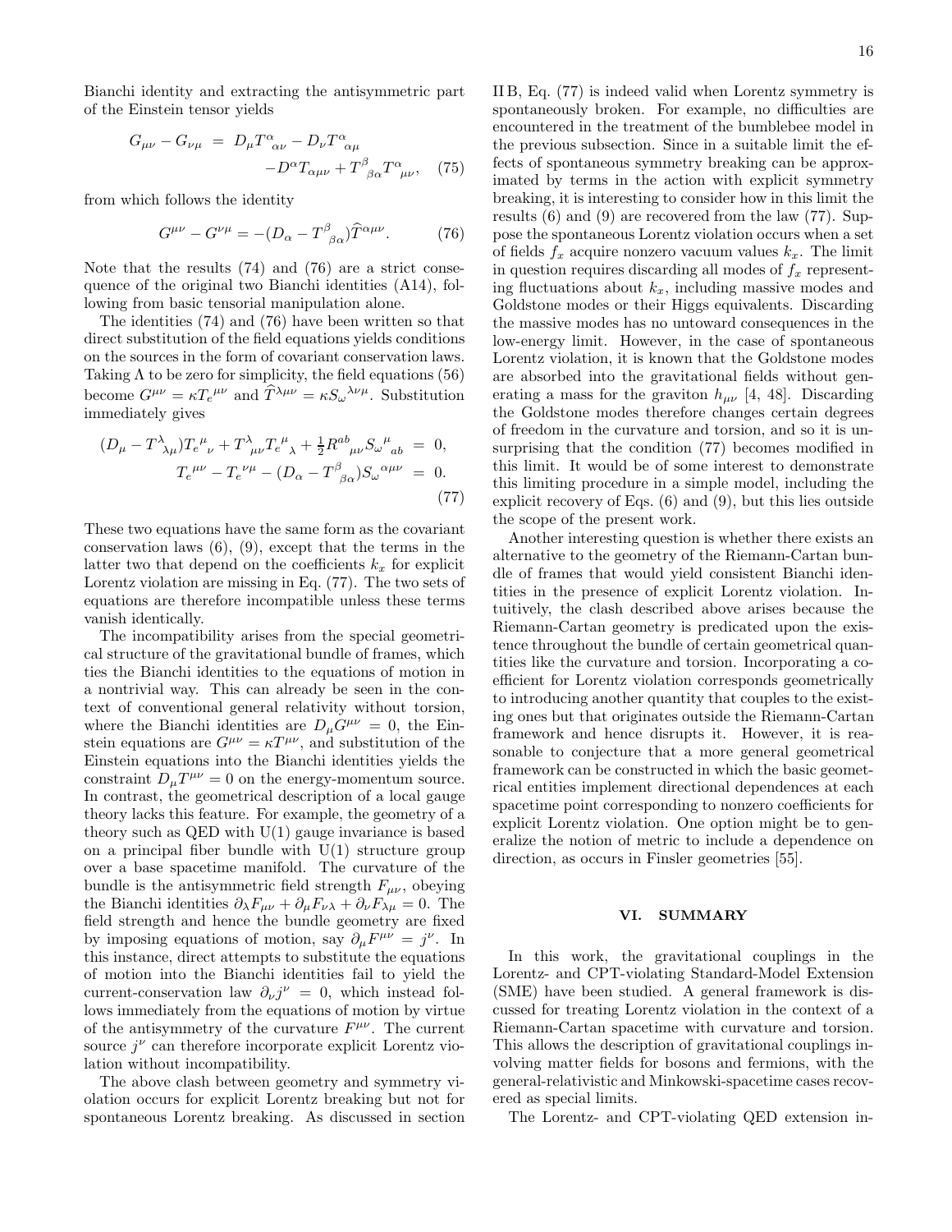Bianchi identity and extracting the antisymmetric part of the Einstein tensor yields

$$G_{\mu\nu} - G_{\nu\mu} = D_\mu T^\alpha{}_{\alpha\nu} - D_\nu T^\alpha{}_{\alpha\mu} - D^\alpha T_{\alpha\mu\nu} + T^\beta{}_{\beta\alpha} T^\alpha{}_{\mu\nu}, \quad (75)$$

from which follows the identity

$$G^{\mu\nu} - G^{\nu\mu} = -(D_\alpha - T^\beta{}_{\beta\alpha})\widehat{T}^{\alpha\mu\nu}. \quad (76)$$

Note that the results (74) and (76) are a strict consequence of the original two Bianchi identities (A14), following from basic tensorial manipulation alone.

The identities (74) and (76) have been written so that direct substitution of the field equations yields conditions on the sources in the form of covariant conservation laws. Taking $\Lambda$ to be zero for simplicity, the field equations (56) become $G^{\mu\nu} = \kappa T_e{}^{\mu\nu}$ and $\widehat{T}^{\lambda\mu\nu} = \kappa S_\omega{}^{\lambda\nu\mu}$. Substitution immediately gives

$$\begin{aligned} (D_\mu - T^\lambda{}_{\lambda\mu}) T_e{}^\mu{}_\nu + T^\lambda{}_{\mu\nu} T_e{}^\mu{}_\lambda + \tfrac{1}{2} R^{ab}{}_{\mu\nu} S_\omega{}^\mu{}_{ab} &= 0, \\ T_e{}^{\mu\nu} - T_e{}^{\nu\mu} - (D_\alpha - T^\beta{}_{\beta\alpha}) S_\omega{}^{\alpha\mu\nu} &= 0. \end{aligned} \quad (77)$$

These two equations have the same form as the covariant conservation laws (6), (9), except that the terms in the latter two that depend on the coefficients $k_x$ for explicit Lorentz violation are missing in Eq. (77). The two sets of equations are therefore incompatible unless these terms vanish identically.

The incompatibility arises from the special geometrical structure of the gravitational bundle of frames, which ties the Bianchi identities to the equations of motion in a nontrivial way. This can already be seen in the context of conventional general relativity without torsion, where the Bianchi identities are $D_\mu G^{\mu\nu} = 0$, the Einstein equations are $G^{\mu\nu} = \kappa T^{\mu\nu}$, and substitution of the Einstein equations into the Bianchi identities yields the constraint $D_\mu T^{\mu\nu} = 0$ on the energy-momentum source. In contrast, the geometrical description of a local gauge theory lacks this feature. For example, the geometry of a theory such as QED with U(1) gauge invariance is based on a principal fiber bundle with U(1) structure group over a base spacetime manifold. The curvature of the bundle is the antisymmetric field strength $F_{\mu\nu}$, obeying the Bianchi identities $\partial_\lambda F_{\mu\nu} + \partial_\mu F_{\nu\lambda} + \partial_\nu F_{\lambda\mu} = 0$. The field strength and hence the bundle geometry are fixed by imposing equations of motion, say $\partial_\mu F^{\mu\nu} = j^\nu$. In this instance, direct attempts to substitute the equations of motion into the Bianchi identities fail to yield the current-conservation law $\partial_\nu j^\nu = 0$, which instead follows immediately from the equations of motion by virtue of the antisymmetry of the curvature $F^{\mu\nu}$. The current source $j^\nu$ can therefore incorporate explicit Lorentz violation without incompatibility.

The above clash between geometry and symmetry violation occurs for explicit Lorentz breaking but not for spontaneous Lorentz breaking. As discussed in section II B, Eq. (77) is indeed valid when Lorentz symmetry is spontaneously broken. For example, no difficulties are encountered in the treatment of the bumblebee model in the previous subsection. Since in a suitable limit the effects of spontaneous symmetry breaking can be approximated by terms in the action with explicit symmetry breaking, it is interesting to consider how in this limit the results (6) and (9) are recovered from the law (77). Suppose the spontaneous Lorentz violation occurs when a set of fields $f_x$ acquire nonzero vacuum values $k_x$. The limit in question requires discarding all modes of $f_x$ representing fluctuations about $k_x$, including massive modes and Goldstone modes or their Higgs equivalents. Discarding the massive modes has no untoward consequences in the low-energy limit. However, in the case of spontaneous Lorentz violation, it is known that the Goldstone modes are absorbed into the gravitational fields without generating a mass for the graviton $h_{\mu\nu}$ [4, 48]. Discarding the Goldstone modes therefore changes certain degrees of freedom in the curvature and torsion, and so it is unsurprising that the condition (77) becomes modified in this limit. It would be of some interest to demonstrate this limiting procedure in a simple model, including the explicit recovery of Eqs. (6) and (9), but this lies outside the scope of the present work.

Another interesting question is whether there exists an alternative to the geometry of the Riemann-Cartan bundle of frames that would yield consistent Bianchi identities in the presence of explicit Lorentz violation. Intuitively, the clash described above arises because the Riemann-Cartan geometry is predicated upon the existence throughout the bundle of certain geometrical quantities like the curvature and torsion. Incorporating a coefficient for Lorentz violation corresponds geometrically to introducing another quantity that couples to the existing ones but that originates outside the Riemann-Cartan framework and hence disrupts it. However, it is reasonable to conjecture that a more general geometrical framework can be constructed in which the basic geometrical entities implement directional dependences at each spacetime point corresponding to nonzero coefficients for explicit Lorentz violation. One option might be to generalize the notion of metric to include a dependence on direction, as occurs in Finsler geometries [55].

## VI. SUMMARY

In this work, the gravitational couplings in the Lorentz- and CPT-violating Standard-Model Extension (SME) have been studied. A general framework is discussed for treating Lorentz violation in the context of a Riemann-Cartan spacetime with curvature and torsion. This allows the description of gravitational couplings involving matter fields for bosons and fermions, with the general-relativistic and Minkowski-spacetime cases recovered as special limits.

The Lorentz- and CPT-violating QED extension in-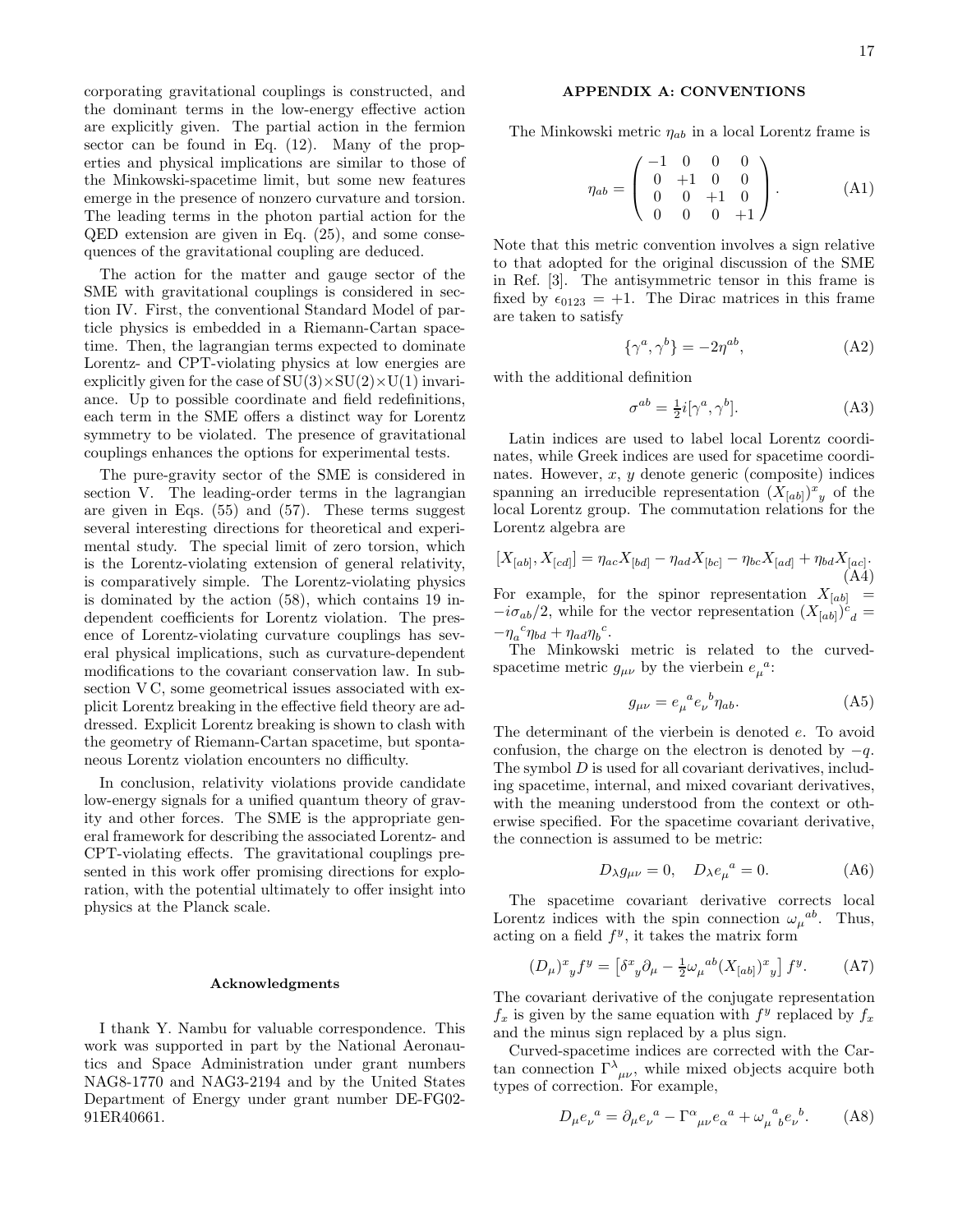corporating gravitational couplings is constructed, and the dominant terms in the low-energy effective action are explicitly given. The partial action in the fermion sector can be found in Eq. (12). Many of the properties and physical implications are similar to those of the Minkowski-spacetime limit, but some new features emerge in the presence of nonzero curvature and torsion. The leading terms in the photon partial action for the QED extension are given in Eq. (25), and some consequences of the gravitational coupling are deduced.

The action for the matter and gauge sector of the SME with gravitational couplings is considered in section IV. First, the conventional Standard Model of particle physics is embedded in a Riemann-Cartan spacetime. Then, the lagrangian terms expected to dominate Lorentz- and CPT-violating physics at low energies are explicitly given for the case of SU(3)×SU(2)×U(1) invariance. Up to possible coordinate and field redefinitions, each term in the SME offers a distinct way for Lorentz symmetry to be violated. The presence of gravitational couplings enhances the options for experimental tests.

The pure-gravity sector of the SME is considered in section V. The leading-order terms in the lagrangian are given in Eqs. (55) and (57). These terms suggest several interesting directions for theoretical and experimental study. The special limit of zero torsion, which is the Lorentz-violating extension of general relativity, is comparatively simple. The Lorentz-violating physics is dominated by the action (58), which contains 19 independent coefficients for Lorentz violation. The presence of Lorentz-violating curvature couplings has several physical implications, such as curvature-dependent modifications to the covariant conservation law. In subsection V C, some geometrical issues associated with explicit Lorentz breaking in the effective field theory are addressed. Explicit Lorentz breaking is shown to clash with the geometry of Riemann-Cartan spacetime, but spontaneous Lorentz violation encounters no difficulty.

In conclusion, relativity violations provide candidate low-energy signals for a unified quantum theory of gravity and other forces. The SME is the appropriate general framework for describing the associated Lorentz- and CPT-violating effects. The gravitational couplings presented in this work offer promising directions for exploration, with the potential ultimately to offer insight into physics at the Planck scale.

### Acknowledgments

I thank Y. Nambu for valuable correspondence. This work was supported in part by the National Aeronautics and Space Administration under grant numbers NAG8-1770 and NAG3-2194 and by the United States Department of Energy under grant number DE-FG02-91ER40661.

## APPENDIX A: CONVENTIONS

The Minkowski metric $\eta_{ab}$ in a local Lorentz frame is

$$\eta_{ab} = \begin{pmatrix} -1 & 0 & 0 & 0 \\ 0 & +1 & 0 & 0 \\ 0 & 0 & +1 & 0 \\ 0 & 0 & 0 & +1 \end{pmatrix}. \tag{A1}$$

Note that this metric convention involves a sign relative to that adopted for the original discussion of the SME in Ref. [3]. The antisymmetric tensor in this frame is fixed by $\epsilon_{0123} = +1$. The Dirac matrices in this frame are taken to satisfy

$$\{\gamma^a, \gamma^b\} = -2\eta^{ab}, \tag{A2}$$

with the additional definition

$$\sigma^{ab} = \tfrac{1}{2} i [\gamma^a, \gamma^b]. \tag{A3}$$

Latin indices are used to label local Lorentz coordinates, while Greek indices are used for spacetime coordinates. However, $x$, $y$ denote generic (composite) indices spanning an irreducible representation $(X_{[ab]})^x{}_y$ of the local Lorentz group. The commutation relations for the Lorentz algebra are

$$[X_{[ab]}, X_{[cd]}] = \eta_{ac} X_{[bd]} - \eta_{ad} X_{[bc]} - \eta_{bc} X_{[ad]} + \eta_{bd} X_{[ac]}. \tag{A4}$$

For example, for the spinor representation $X_{[ab]} = -i\sigma_{ab}/2$, while for the vector representation $(X_{[ab]})^c{}_d = -\eta_a{}^c \eta_{bd} + \eta_{ad} \eta_b{}^c$.

The Minkowski metric is related to the curved-spacetime metric $g_{\mu\nu}$ by the vierbein $e_\mu{}^a$:

$$g_{\mu\nu} = e_\mu{}^a e_\nu{}^b \eta_{ab}. \tag{A5}$$

The determinant of the vierbein is denoted $e$. To avoid confusion, the charge on the electron is denoted by $-q$. The symbol $D$ is used for all covariant derivatives, including spacetime, internal, and mixed covariant derivatives, with the meaning understood from the context or otherwise specified. For the spacetime covariant derivative, the connection is assumed to be metric:

$$D_\lambda g_{\mu\nu} = 0, \quad D_\lambda e_\mu{}^a = 0. \tag{A6}$$

The spacetime covariant derivative corrects local Lorentz indices with the spin connection $\omega_\mu{}^{ab}$. Thus, acting on a field $f^y$, it takes the matrix form

$$(D_\mu)^x{}_y f^y = \left[\delta^x{}_y \partial_\mu - \tfrac{1}{2}\omega_\mu{}^{ab} (X_{[ab]})^x{}_y\right] f^y. \tag{A7}$$

The covariant derivative of the conjugate representation $f_x$ is given by the same equation with $f^y$ replaced by $f_x$ and the minus sign replaced by a plus sign.

Curved-spacetime indices are corrected with the Cartan connection $\Gamma^\lambda{}_{\mu\nu}$, while mixed objects acquire both types of correction. For example,

$$D_\mu e_\nu{}^a = \partial_\mu e_\nu{}^a - \Gamma^\alpha{}_{\mu\nu} e_\alpha{}^a + \omega_\mu{}^a{}_b e_\nu{}^b. \tag{A8}$$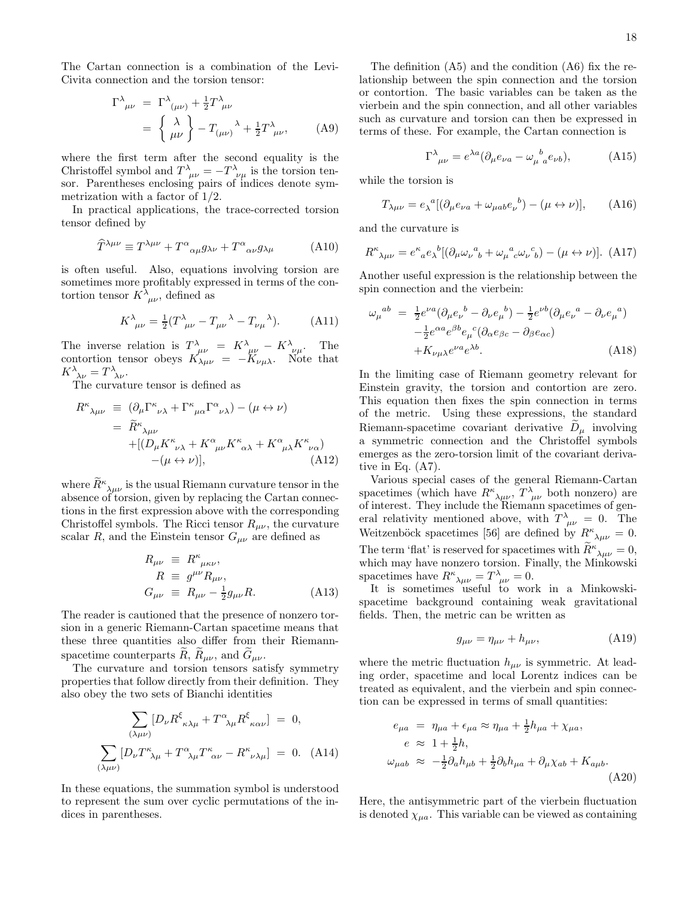The Cartan connection is a combination of the Levi-Civita connection and the torsion tensor:

$$
\begin{aligned}
\Gamma^{\lambda}{}_{\mu\nu} &= \Gamma^{\lambda}{}_{(\mu\nu)} + \tfrac{1}{2}T^{\lambda}{}_{\mu\nu} \\
&= \left\{ \begin{array}{c} \lambda \\ \mu\nu \end{array} \right\} - T_{(\mu\nu)}{}^{\lambda} + \tfrac{1}{2}T^{\lambda}{}_{\mu\nu},
\end{aligned}
\tag{A9}
$$

where the first term after the second equality is the Christoffel symbol and $T^{\lambda}{}_{\mu\nu} = -T^{\lambda}{}_{\nu\mu}$ is the torsion tensor. Parentheses enclosing pairs of indices denote symmetrization with a factor of 1/2.

In practical applications, the trace-corrected torsion tensor defined by

$$
\widehat{T}^{\lambda\mu\nu} \equiv T^{\lambda\mu\nu} + T^{\alpha}{}_{\alpha\mu}g_{\lambda\nu} + T^{\alpha}{}_{\alpha\nu}g_{\lambda\mu}
\tag{A10}
$$

is often useful. Also, equations involving torsion are sometimes more profitably expressed in terms of the contortion tensor $K^{\lambda}{}_{\mu\nu}$, defined as

$$
K^{\lambda}{}_{\mu\nu} = \tfrac{1}{2}(T^{\lambda}{}_{\mu\nu} - T_{\mu\nu}{}^{\lambda} - T_{\nu\mu}{}^{\lambda}).
\tag{A11}
$$

The inverse relation is $T^{\lambda}{}_{\mu\nu} = K^{\lambda}{}_{\mu\nu} - K^{\lambda}{}_{\nu\mu}$. The contortion tensor obeys $K_{\lambda\mu\nu} = -K_{\nu\mu\lambda}$. Note that $K^{\lambda}{}_{\lambda\nu} = T^{\lambda}{}_{\lambda\nu}$.

The curvature tensor is defined as

$$
\begin{aligned}
R^{\kappa}{}_{\lambda\mu\nu} &\equiv (\partial_{\mu}\Gamma^{\kappa}{}_{\nu\lambda} + \Gamma^{\kappa}{}_{\mu\alpha}\Gamma^{\alpha}{}_{\nu\lambda}) - (\mu \leftrightarrow \nu) \\
&= \widetilde{R}^{\kappa}{}_{\lambda\mu\nu} \\
&\quad + [(D_{\mu}K^{\kappa}{}_{\nu\lambda} + K^{\alpha}{}_{\mu\nu}K^{\kappa}{}_{\alpha\lambda} + K^{\alpha}{}_{\mu\lambda}K^{\kappa}{}_{\nu\alpha}) \\
&\qquad - (\mu \leftrightarrow \nu)],
\end{aligned}
\tag{A12}
$$

where $\widetilde{R}^{\kappa}{}_{\lambda\mu\nu}$ is the usual Riemann curvature tensor in the absence of torsion, given by replacing the Cartan connections in the first expression above with the corresponding Christoffel symbols. The Ricci tensor $R_{\mu\nu}$, the curvature scalar $R$, and the Einstein tensor $G_{\mu\nu}$ are defined as

$$
\begin{aligned}
R_{\mu\nu} &\equiv R^{\kappa}{}_{\mu\kappa\nu}, \\
R &\equiv g^{\mu\nu}R_{\mu\nu}, \\
G_{\mu\nu} &\equiv R_{\mu\nu} - \tfrac{1}{2}g_{\mu\nu}R.
\end{aligned}
\tag{A13}
$$

The reader is cautioned that the presence of nonzero torsion in a generic Riemann-Cartan spacetime means that these three quantities also differ from their Riemann-spacetime counterparts $\widetilde{R}$, $\widetilde{R}_{\mu\nu}$, and $\widetilde{G}_{\mu\nu}$.

The curvature and torsion tensors satisfy symmetry properties that follow directly from their definition. They also obey the two sets of Bianchi identities

$$
\begin{aligned}
\sum_{(\lambda\mu\nu)} [D_{\nu}R^{\xi}{}_{\kappa\lambda\mu} + T^{\alpha}{}_{\lambda\mu}R^{\xi}{}_{\kappa\alpha\nu}] &= 0, \\
\sum_{(\lambda\mu\nu)} [D_{\nu}T^{\kappa}{}_{\lambda\mu} + T^{\alpha}{}_{\lambda\mu}T^{\kappa}{}_{\alpha\nu} - R^{\kappa}{}_{\nu\lambda\mu}] &= 0.
\end{aligned}
\tag{A14}
$$

In these equations, the summation symbol is understood to represent the sum over cyclic permutations of the indices in parentheses.

The definition (A5) and the condition (A6) fix the relationship between the spin connection and the torsion or contortion. The basic variables can be taken as the vierbein and the spin connection, and all other variables such as curvature and torsion can then be expressed in terms of these. For example, the Cartan connection is

$$
\Gamma^{\lambda}{}_{\mu\nu} = e^{\lambda a}(\partial_{\mu}e_{\nu a} - \omega_{\mu}{}^{b}{}_{a}e_{\nu b}),
\tag{A15}
$$

while the torsion is

$$
T_{\lambda\mu\nu} = e_{\lambda}{}^{a}[(\partial_{\mu}e_{\nu a} + \omega_{\mu ab}e_{\nu}{}^{b}) - (\mu \leftrightarrow \nu)],
\tag{A16}
$$

and the curvature is

$$
R^{\kappa}{}_{\lambda\mu\nu} = e^{\kappa}{}_{a}e_{\lambda}{}^{b}[(\partial_{\mu}\omega_{\nu}{}^{a}{}_{b} + \omega_{\mu}{}^{a}{}_{c}\omega_{\nu}{}^{c}{}_{b}) - (\mu \leftrightarrow \nu)].
\tag{A17}
$$

Another useful expression is the relationship between the spin connection and the vierbein:

$$
\begin{aligned}
\omega_{\mu}{}^{ab} &= \tfrac{1}{2}e^{\nu a}(\partial_{\mu}e_{\nu}{}^{b} - \partial_{\nu}e_{\mu}{}^{b}) - \tfrac{1}{2}e^{\nu b}(\partial_{\mu}e_{\nu}{}^{a} - \partial_{\nu}e_{\mu}{}^{a}) \\
&\quad - \tfrac{1}{2}e^{\alpha a}e^{\beta b}e_{\mu}{}^{c}(\partial_{\alpha}e_{\beta c} - \partial_{\beta}e_{\alpha c}) \\
&\quad + K_{\nu\mu\lambda}e^{\nu a}e^{\lambda b}.
\end{aligned}
\tag{A18}
$$

In the limiting case of Riemann geometry relevant for Einstein gravity, the torsion and contortion are zero. This equation then fixes the spin connection in terms of the metric. Using these expressions, the standard Riemann-spacetime covariant derivative $\widetilde{D}_{\mu}$ involving a symmetric connection and the Christoffel symbols emerges as the zero-torsion limit of the covariant derivative in Eq. (A7).

Various special cases of the general Riemann-Cartan spacetimes (which have $R^{\kappa}{}_{\lambda\mu\nu}$, $T^{\lambda}{}_{\mu\nu}$ both nonzero) are of interest. They include the Riemann spacetimes of general relativity mentioned above, with $T^{\lambda}{}_{\mu\nu} = 0$. The Weitzenböck spacetimes [56] are defined by $R^{\kappa}{}_{\lambda\mu\nu} = 0$. The term 'flat' is reserved for spacetimes with $\widetilde{R}^{\kappa}{}_{\lambda\mu\nu} = 0$, which may have nonzero torsion. Finally, the Minkowski spacetimes have $R^{\kappa}{}_{\lambda\mu\nu} = T^{\lambda}{}_{\mu\nu} = 0$.

It is sometimes useful to work in a Minkowski-spacetime background containing weak gravitational fields. Then, the metric can be written as

$$
g_{\mu\nu} = \eta_{\mu\nu} + h_{\mu\nu},
\tag{A19}
$$

where the metric fluctuation $h_{\mu\nu}$ is symmetric. At leading order, spacetime and local Lorentz indices can be treated as equivalent, and the vierbein and spin connection can be expressed in terms of small quantities:

$$
\begin{aligned}
e_{\mu a} &= \eta_{\mu a} + \epsilon_{\mu a} \approx \eta_{\mu a} + \tfrac{1}{2}h_{\mu a} + \chi_{\mu a}, \\
e &\approx 1 + \tfrac{1}{2}h, \\
\omega_{\mu ab} &\approx -\tfrac{1}{2}\partial_{a}h_{\mu b} + \tfrac{1}{2}\partial_{b}h_{\mu a} + \partial_{\mu}\chi_{ab} + K_{a\mu b}.
\end{aligned}
\tag{A20}
$$

Here, the antisymmetric part of the vierbein fluctuation is denoted $\chi_{\mu a}$. This variable can be viewed as containing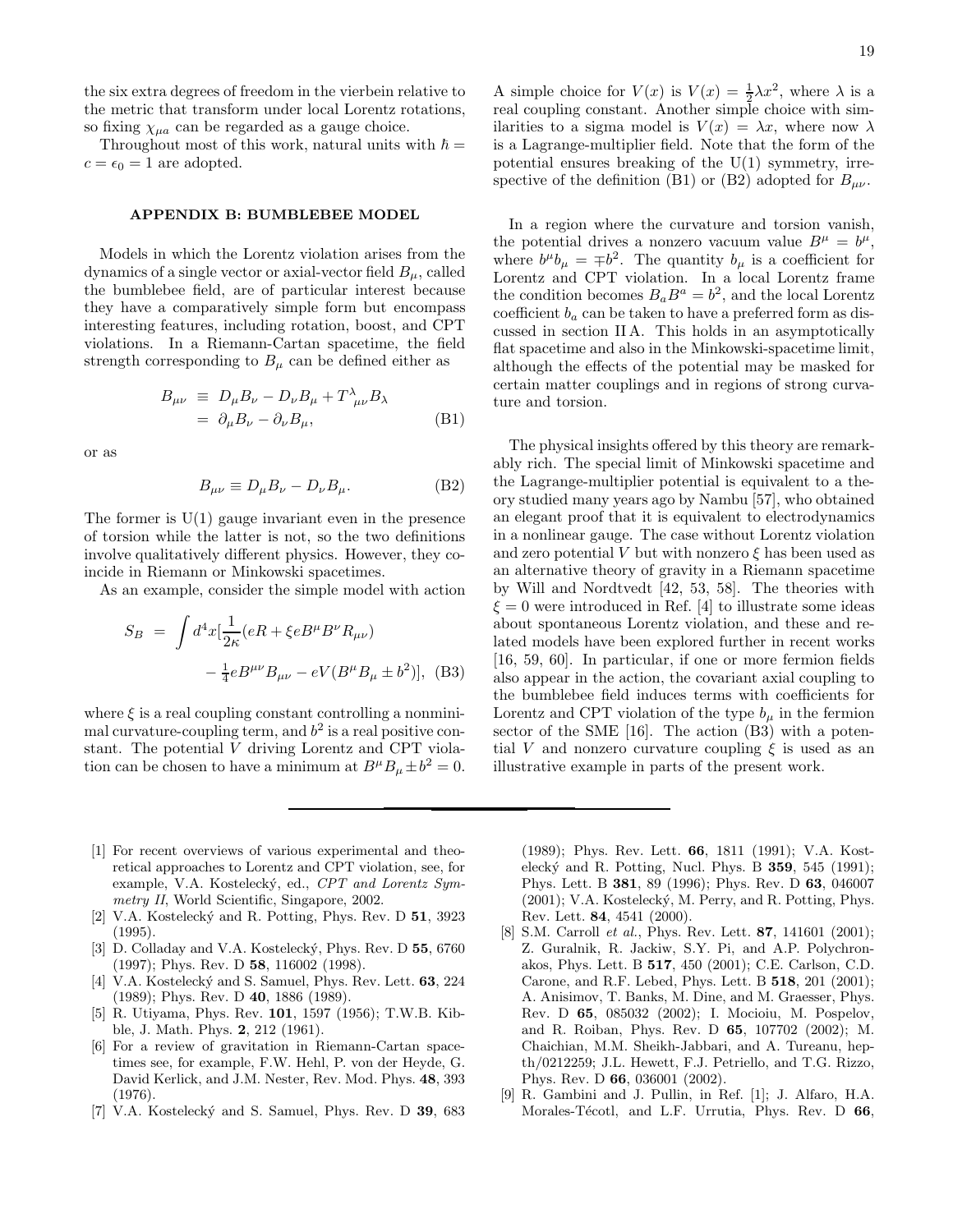the six extra degrees of freedom in the vierbein relative to the metric that transform under local Lorentz rotations, so fixing $\chi_{\mu a}$ can be regarded as a gauge choice.

Throughout most of this work, natural units with $\hbar = c = \epsilon_0 = 1$ are adopted.

## APPENDIX B: BUMBLEBEE MODEL

Models in which the Lorentz violation arises from the dynamics of a single vector or axial-vector field $B_\mu$, called the bumblebee field, are of particular interest because they have a comparatively simple form but encompass interesting features, including rotation, boost, and CPT violations. In a Riemann-Cartan spacetime, the field strength corresponding to $B_\mu$ can be defined either as

$$\begin{aligned} B_{\mu\nu} &\equiv D_\mu B_\nu - D_\nu B_\mu + T^\lambda{}_{\mu\nu} B_\lambda \\ &= \partial_\mu B_\nu - \partial_\nu B_\mu, \end{aligned} \tag{B1}$$

or as

$$B_{\mu\nu} \equiv D_\mu B_\nu - D_\nu B_\mu. \tag{B2}$$

The former is U(1) gauge invariant even in the presence of torsion while the latter is not, so the two definitions involve qualitatively different physics. However, they coincide in Riemann or Minkowski spacetimes.

As an example, consider the simple model with action

$$\begin{aligned} S_B = \int d^4x [&\frac{1}{2\kappa}(eR + \xi e B^\mu B^\nu R_{\mu\nu}) \\ &- \tfrac{1}{4} e B^{\mu\nu} B_{\mu\nu} - eV(B^\mu B_\mu \pm b^2)], \end{aligned} \tag{B3}$$

where $\xi$ is a real coupling constant controlling a nonminimal curvature-coupling term, and $b^2$ is a real positive constant. The potential $V$ driving Lorentz and CPT violation can be chosen to have a minimum at $B^\mu B_\mu \pm b^2 = 0$. A simple choice for $V(x)$ is $V(x) = \frac{1}{2}\lambda x^2$, where $\lambda$ is a real coupling constant. Another simple choice with similarities to a sigma model is $V(x) = \lambda x$, where now $\lambda$ is a Lagrange-multiplier field. Note that the form of the potential ensures breaking of the U(1) symmetry, irrespective of the definition (B1) or (B2) adopted for $B_{\mu\nu}$.

In a region where the curvature and torsion vanish, the potential drives a nonzero vacuum value $B^\mu = b^\mu$, where $b^\mu b_\mu = \mp b^2$. The quantity $b_\mu$ is a coefficient for Lorentz and CPT violation. In a local Lorentz frame the condition becomes $B_a B^a = b^2$, and the local Lorentz coefficient $b_a$ can be taken to have a preferred form as discussed in section II A. This holds in an asymptotically flat spacetime and also in the Minkowski-spacetime limit, although the effects of the potential may be masked for certain matter couplings and in regions of strong curvature and torsion.

The physical insights offered by this theory are remarkably rich. The special limit of Minkowski spacetime and the Lagrange-multiplier potential is equivalent to a theory studied many years ago by Nambu [57], who obtained an elegant proof that it is equivalent to electrodynamics in a nonlinear gauge. The case without Lorentz violation and zero potential $V$ but with nonzero $\xi$ has been used as an alternative theory of gravity in a Riemann spacetime by Will and Nordtvedt [42, 53, 58]. The theories with $\xi = 0$ were introduced in Ref. [4] to illustrate some ideas about spontaneous Lorentz violation, and these and related models have been explored further in recent works [16, 59, 60]. In particular, if one or more fermion fields also appear in the action, the covariant axial coupling to the bumblebee field induces terms with coefficients for Lorentz and CPT violation of the type $b_\mu$ in the fermion sector of the SME [16]. The action (B3) with a potential $V$ and nonzero curvature coupling $\xi$ is used as an illustrative example in parts of the present work.

---

[1] For recent overviews of various experimental and theoretical approaches to Lorentz and CPT violation, see, for example, V.A. Kostelecký, ed., *CPT and Lorentz Symmetry II*, World Scientific, Singapore, 2002.

[2] V.A. Kostelecký and R. Potting, Phys. Rev. D **51**, 3923 (1995).

[3] D. Colladay and V.A. Kostelecký, Phys. Rev. D **55**, 6760 (1997); Phys. Rev. D **58**, 116002 (1998).

[4] V.A. Kostelecký and S. Samuel, Phys. Rev. Lett. **63**, 224 (1989); Phys. Rev. D **40**, 1886 (1989).

[5] R. Utiyama, Phys. Rev. **101**, 1597 (1956); T.W.B. Kibble, J. Math. Phys. **2**, 212 (1961).

[6] For a review of gravitation in Riemann-Cartan spacetimes see, for example, F.W. Hehl, P. von der Heyde, G. David Kerlick, and J.M. Nester, Rev. Mod. Phys. **48**, 393 (1976).

[7] V.A. Kostelecký and S. Samuel, Phys. Rev. D **39**, 683 (1989); Phys. Rev. Lett. **66**, 1811 (1991); V.A. Kostelecký and R. Potting, Nucl. Phys. B **359**, 545 (1991); Phys. Lett. B **381**, 89 (1996); Phys. Rev. D **63**, 046007 (2001); V.A. Kostelecký, M. Perry, and R. Potting, Phys. Rev. Lett. **84**, 4541 (2000).

[8] S.M. Carroll *et al.*, Phys. Rev. Lett. **87**, 141601 (2001); Z. Guralnik, R. Jackiw, S.Y. Pi, and A.P. Polychronakos, Phys. Lett. B **517**, 450 (2001); C.E. Carlson, C.D. Carone, and R.F. Lebed, Phys. Lett. B **518**, 201 (2001); A. Anisimov, T. Banks, M. Dine, and M. Graesser, Phys. Rev. D **65**, 085032 (2002); I. Mocioiu, M. Pospelov, and R. Roiban, Phys. Rev. D **65**, 107702 (2002); M. Chaichian, M.M. Sheikh-Jabbari, and A. Tureanu, hep-th/0212259; J.L. Hewett, F.J. Petriello, and T.G. Rizzo, Phys. Rev. D **66**, 036001 (2002).

[9] R. Gambini and J. Pullin, in Ref. [1]; J. Alfaro, H.A. Morales-Técotl, and L.F. Urrutia, Phys. Rev. D **66**,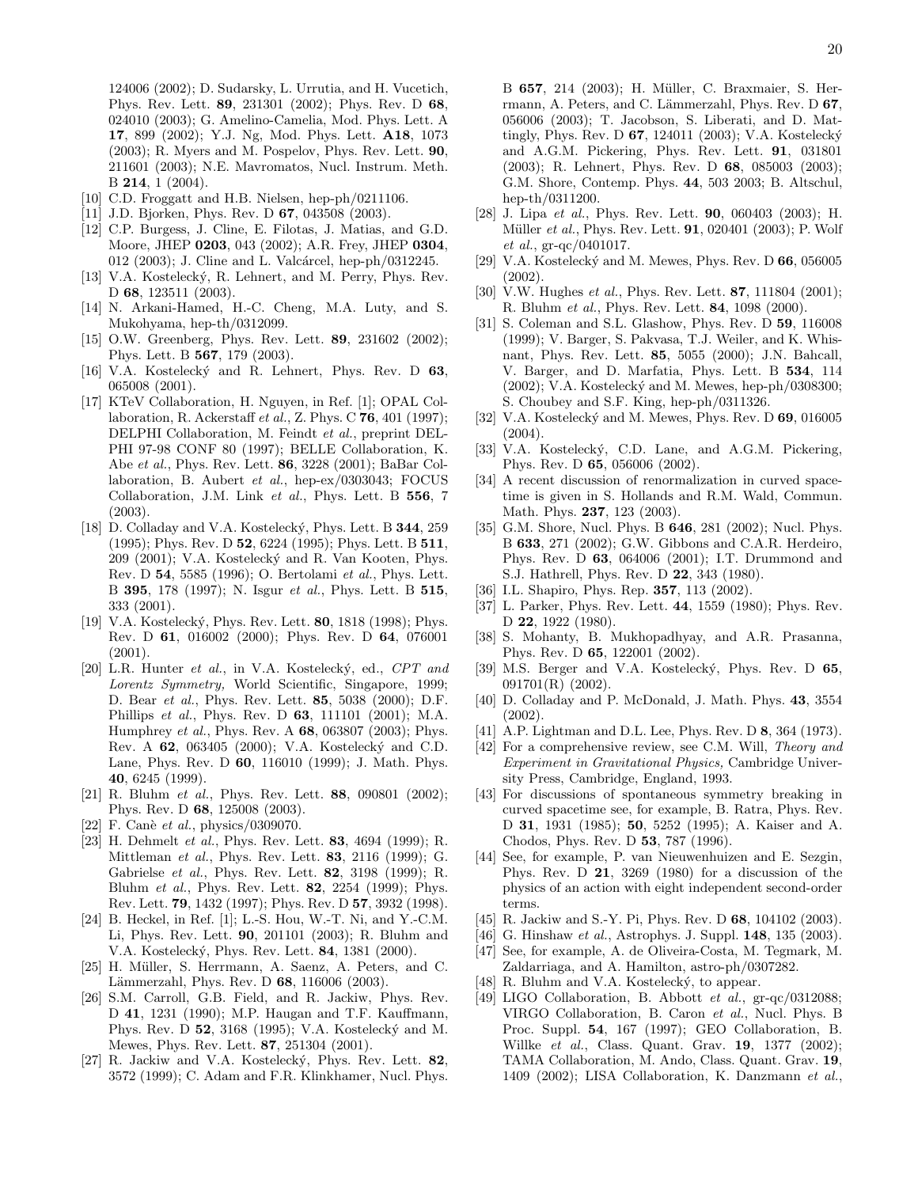124006 (2002); D. Sudarsky, L. Urrutia, and H. Vucetich, Phys. Rev. Lett. **89**, 231301 (2002); Phys. Rev. D **68**, 024010 (2003); G. Amelino-Camelia, Mod. Phys. Lett. A **17**, 899 (2002); Y.J. Ng, Mod. Phys. Lett. **A18**, 1073 (2003); R. Myers and M. Pospelov, Phys. Rev. Lett. **90**, 211601 (2003); N.E. Mavromatos, Nucl. Instrum. Meth. B **214**, 1 (2004).

[10] C.D. Froggatt and H.B. Nielsen, hep-ph/0211106.

[11] J.D. Bjorken, Phys. Rev. D **67**, 043508 (2003).

[12] C.P. Burgess, J. Cline, E. Filotas, J. Matias, and G.D. Moore, JHEP **0203**, 043 (2002); A.R. Frey, JHEP **0304**, 012 (2003); J. Cline and L. Valcárcel, hep-ph/0312245.

[13] V.A. Kostelecký, R. Lehnert, and M. Perry, Phys. Rev. D **68**, 123511 (2003).

[14] N. Arkani-Hamed, H.-C. Cheng, M.A. Luty, and S. Mukohyama, hep-th/0312099.

[15] O.W. Greenberg, Phys. Rev. Lett. **89**, 231602 (2002); Phys. Lett. B **567**, 179 (2003).

[16] V.A. Kostelecký and R. Lehnert, Phys. Rev. D **63**, 065008 (2001).

[17] KTeV Collaboration, H. Nguyen, in Ref. [1]; OPAL Collaboration, R. Ackerstaff *et al.*, Z. Phys. C **76**, 401 (1997); DELPHI Collaboration, M. Feindt *et al.*, preprint DELPHI 97-98 CONF 80 (1997); BELLE Collaboration, K. Abe *et al.*, Phys. Rev. Lett. **86**, 3228 (2001); BaBar Collaboration, B. Aubert *et al.*, hep-ex/0303043; FOCUS Collaboration, J.M. Link *et al.*, Phys. Lett. B **556**, 7 (2003).

[18] D. Colladay and V.A. Kostelecký, Phys. Lett. B **344**, 259 (1995); Phys. Rev. D **52**, 6224 (1995); Phys. Lett. B **511**, 209 (2001); V.A. Kostelecký and R. Van Kooten, Phys. Rev. D **54**, 5585 (1996); O. Bertolami *et al.*, Phys. Lett. B **395**, 178 (1997); N. Isgur *et al.*, Phys. Lett. B **515**, 333 (2001).

[19] V.A. Kostelecký, Phys. Rev. Lett. **80**, 1818 (1998); Phys. Rev. D **61**, 016002 (2000); Phys. Rev. D **64**, 076001 (2001).

[20] L.R. Hunter *et al.*, in V.A. Kostelecký, ed., *CPT and Lorentz Symmetry,* World Scientific, Singapore, 1999; D. Bear *et al.*, Phys. Rev. Lett. **85**, 5038 (2000); D.F. Phillips *et al.*, Phys. Rev. D **63**, 111101 (2001); M.A. Humphrey *et al.*, Phys. Rev. A **68**, 063807 (2003); Phys. Rev. A **62**, 063405 (2000); V.A. Kostelecký and C.D. Lane, Phys. Rev. D **60**, 116010 (1999); J. Math. Phys. **40**, 6245 (1999).

[21] R. Bluhm *et al.*, Phys. Rev. Lett. **88**, 090801 (2002); Phys. Rev. D **68**, 125008 (2003).

[22] F. Canè *et al.*, physics/0309070.

[23] H. Dehmelt *et al.*, Phys. Rev. Lett. **83**, 4694 (1999); R. Mittleman *et al.*, Phys. Rev. Lett. **83**, 2116 (1999); G. Gabrielse *et al.*, Phys. Rev. Lett. **82**, 3198 (1999); R. Bluhm *et al.*, Phys. Rev. Lett. **82**, 2254 (1999); Phys. Rev. Lett. **79**, 1432 (1997); Phys. Rev. D **57**, 3932 (1998).

[24] B. Heckel, in Ref. [1]; L.-S. Hou, W.-T. Ni, and Y.-C.M. Li, Phys. Rev. Lett. **90**, 201101 (2003); R. Bluhm and V.A. Kostelecký, Phys. Rev. Lett. **84**, 1381 (2000).

[25] H. Müller, S. Herrmann, A. Saenz, A. Peters, and C. Lämmerzahl, Phys. Rev. D **68**, 116006 (2003).

[26] S.M. Carroll, G.B. Field, and R. Jackiw, Phys. Rev. D **41**, 1231 (1990); M.P. Haugan and T.F. Kauffmann, Phys. Rev. D **52**, 3168 (1995); V.A. Kostelecký and M. Mewes, Phys. Rev. Lett. **87**, 251304 (2001).

[27] R. Jackiw and V.A. Kostelecký, Phys. Rev. Lett. **82**, 3572 (1999); C. Adam and F.R. Klinkhamer, Nucl. Phys. B **657**, 214 (2003); H. Müller, C. Braxmaier, S. Herrmann, A. Peters, and C. Lämmerzahl, Phys. Rev. D **67**, 056006 (2003); T. Jacobson, S. Liberati, and D. Mattingly, Phys. Rev. D **67**, 124011 (2003); V.A. Kostelecký and A.G.M. Pickering, Phys. Rev. Lett. **91**, 031801 (2003); R. Lehnert, Phys. Rev. D **68**, 085003 (2003); G.M. Shore, Contemp. Phys. **44**, 503 2003; B. Altschul, hep-th/0311200.

[28] J. Lipa *et al.*, Phys. Rev. Lett. **90**, 060403 (2003); H. Müller *et al.*, Phys. Rev. Lett. **91**, 020401 (2003); P. Wolf *et al.*, gr-qc/0401017.

[29] V.A. Kostelecký and M. Mewes, Phys. Rev. D **66**, 056005 (2002).

[30] V.W. Hughes *et al.*, Phys. Rev. Lett. **87**, 111804 (2001); R. Bluhm *et al.*, Phys. Rev. Lett. **84**, 1098 (2000).

[31] S. Coleman and S.L. Glashow, Phys. Rev. D **59**, 116008 (1999); V. Barger, S. Pakvasa, T.J. Weiler, and K. Whisnant, Phys. Rev. Lett. **85**, 5055 (2000); J.N. Bahcall, V. Barger, and D. Marfatia, Phys. Lett. B **534**, 114 (2002); V.A. Kostelecký and M. Mewes, hep-ph/0308300; S. Choubey and S.F. King, hep-ph/0311326.

[32] V.A. Kostelecký and M. Mewes, Phys. Rev. D **69**, 016005 (2004).

[33] V.A. Kostelecký, C.D. Lane, and A.G.M. Pickering, Phys. Rev. D **65**, 056006 (2002).

[34] A recent discussion of renormalization in curved spacetime is given in S. Hollands and R.M. Wald, Commun. Math. Phys. **237**, 123 (2003).

[35] G.M. Shore, Nucl. Phys. B **646**, 281 (2002); Nucl. Phys. B **633**, 271 (2002); G.W. Gibbons and C.A.R. Herdeiro, Phys. Rev. D **63**, 064006 (2001); I.T. Drummond and S.J. Hathrell, Phys. Rev. D **22**, 343 (1980).

[36] I.L. Shapiro, Phys. Rep. **357**, 113 (2002).

[37] L. Parker, Phys. Rev. Lett. **44**, 1559 (1980); Phys. Rev. D **22**, 1922 (1980).

[38] S. Mohanty, B. Mukhopadhyay, and A.R. Prasanna, Phys. Rev. D **65**, 122001 (2002).

[39] M.S. Berger and V.A. Kostelecký, Phys. Rev. D **65**, 091701(R) (2002).

[40] D. Colladay and P. McDonald, J. Math. Phys. **43**, 3554 (2002).

[41] A.P. Lightman and D.L. Lee, Phys. Rev. D **8**, 364 (1973).

[42] For a comprehensive review, see C.M. Will, *Theory and Experiment in Gravitational Physics,* Cambridge University Press, Cambridge, England, 1993.

[43] For discussions of spontaneous symmetry breaking in curved spacetime see, for example, B. Ratra, Phys. Rev. D **31**, 1931 (1985); **50**, 5252 (1995); A. Kaiser and A. Chodos, Phys. Rev. D **53**, 787 (1996).

[44] See, for example, P. van Nieuwenhuizen and E. Sezgin, Phys. Rev. D **21**, 3269 (1980) for a discussion of the physics of an action with eight independent second-order terms.

[45] R. Jackiw and S.-Y. Pi, Phys. Rev. D **68**, 104102 (2003).

[46] G. Hinshaw *et al.*, Astrophys. J. Suppl. **148**, 135 (2003).

[47] See, for example, A. de Oliveira-Costa, M. Tegmark, M. Zaldarriaga, and A. Hamilton, astro-ph/0307282.

[48] R. Bluhm and V.A. Kostelecký, to appear.

[49] LIGO Collaboration, B. Abbott *et al.*, gr-qc/0312088; VIRGO Collaboration, B. Caron *et al.*, Nucl. Phys. B Proc. Suppl. **54**, 167 (1997); GEO Collaboration, B. Willke *et al.*, Class. Quant. Grav. **19**, 1377 (2002); TAMA Collaboration, M. Ando, Class. Quant. Grav. **19**, 1409 (2002); LISA Collaboration, K. Danzmann *et al.*,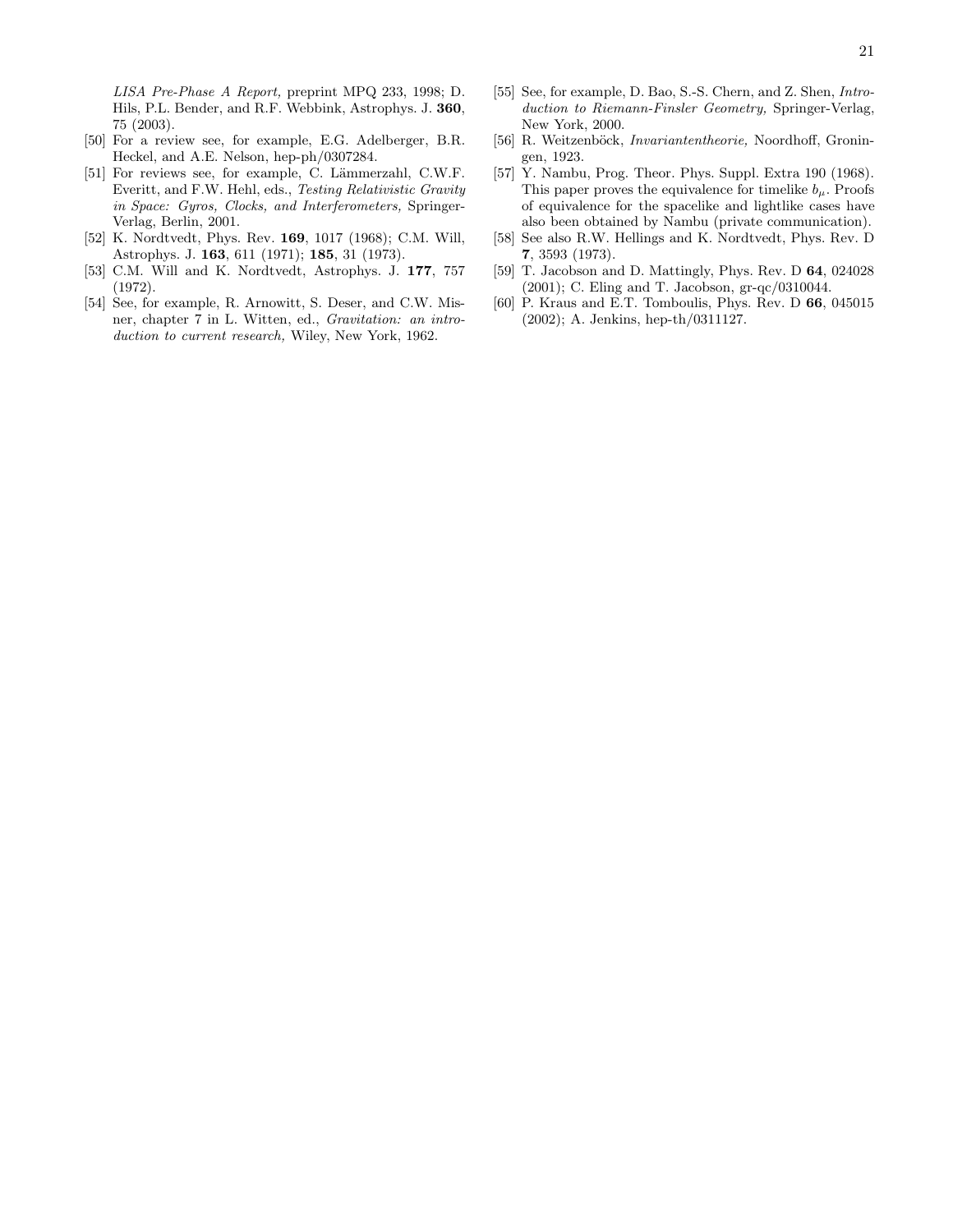*LISA Pre-Phase A Report,* preprint MPQ 233, 1998; D. Hils, P.L. Bender, and R.F. Webbink, Astrophys. J. **360**, 75 (2003).

[50] For a review see, for example, E.G. Adelberger, B.R. Heckel, and A.E. Nelson, hep-ph/0307284.

[51] For reviews see, for example, C. Lämmerzahl, C.W.F. Everitt, and F.W. Hehl, eds., *Testing Relativistic Gravity in Space: Gyros, Clocks, and Interferometers,* Springer-Verlag, Berlin, 2001.

[52] K. Nordtvedt, Phys. Rev. **169**, 1017 (1968); C.M. Will, Astrophys. J. **163**, 611 (1971); **185**, 31 (1973).

[53] C.M. Will and K. Nordtvedt, Astrophys. J. **177**, 757 (1972).

[54] See, for example, R. Arnowitt, S. Deser, and C.W. Misner, chapter 7 in L. Witten, ed., *Gravitation: an introduction to current research,* Wiley, New York, 1962.

[55] See, for example, D. Bao, S.-S. Chern, and Z. Shen, *Introduction to Riemann-Finsler Geometry,* Springer-Verlag, New York, 2000.

[56] R. Weitzenböck, *Invariantentheorie,* Noordhoff, Groningen, 1923.

[57] Y. Nambu, Prog. Theor. Phys. Suppl. Extra 190 (1968). This paper proves the equivalence for timelike $b_\mu$. Proofs of equivalence for the spacelike and lightlike cases have also been obtained by Nambu (private communication).

[58] See also R.W. Hellings and K. Nordtvedt, Phys. Rev. D **7**, 3593 (1973).

[59] T. Jacobson and D. Mattingly, Phys. Rev. D **64**, 024028 (2001); C. Eling and T. Jacobson, gr-qc/0310044.

[60] P. Kraus and E.T. Tomboulis, Phys. Rev. D **66**, 045015 (2002); A. Jenkins, hep-th/0311127.